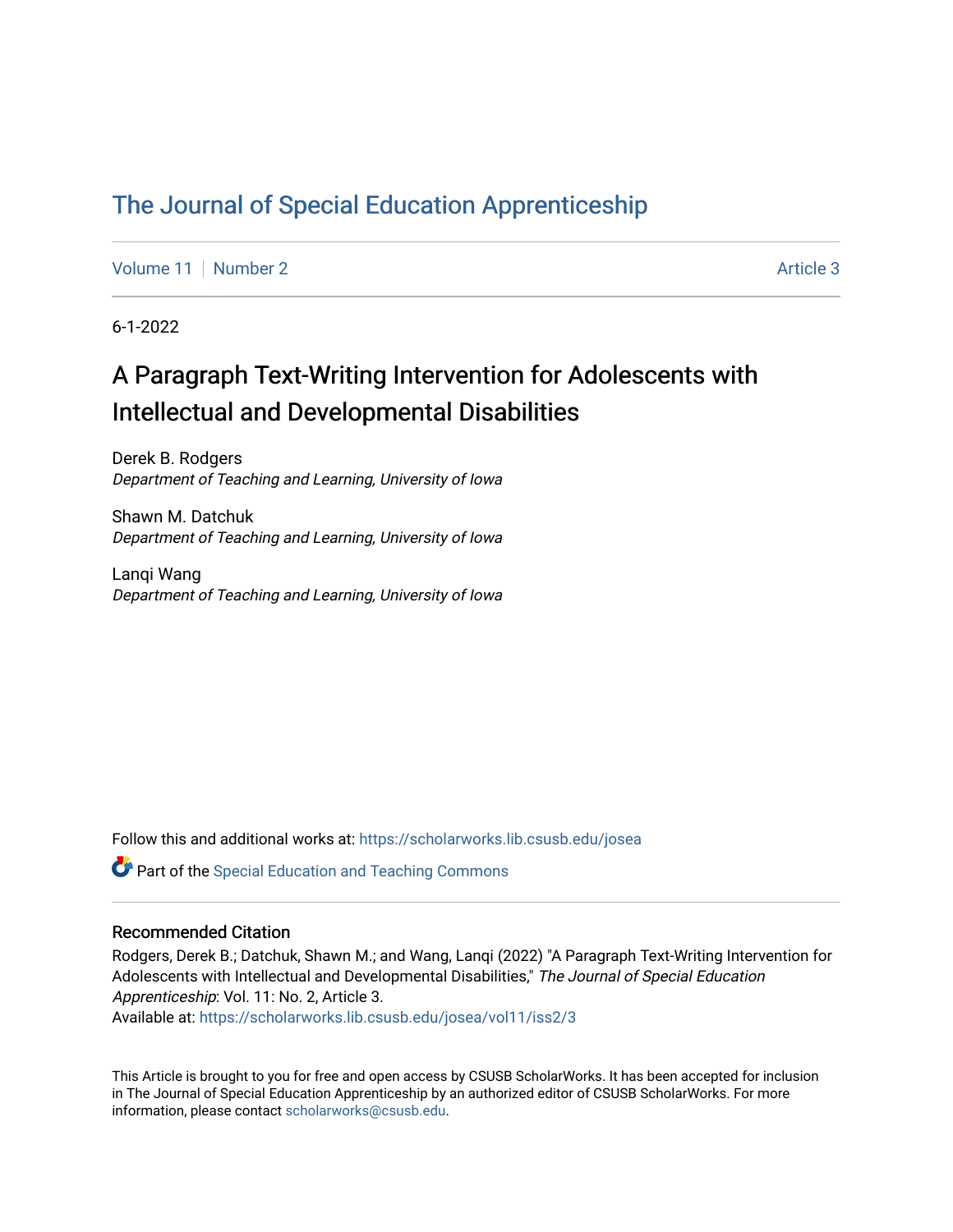# The Journal of Special Education Apprenticeship

Volume 11 | Number 2 | Article 3

6-1-2022

## A Paragraph Text-Writing Intervention for Adolescents with Intellectual and Developmental Disabilities

Derek B. Rodgers
*Department of Teaching and Learning, University of Iowa*

Shawn M. Datchuk
*Department of Teaching and Learning, University of Iowa*

Lanqi Wang
*Department of Teaching and Learning, University of Iowa*

Follow this and additional works at: https://scholarworks.lib.csusb.edu/josea

Part of the Special Education and Teaching Commons

### Recommended Citation

Rodgers, Derek B.; Datchuk, Shawn M.; and Wang, Lanqi (2022) "A Paragraph Text-Writing Intervention for Adolescents with Intellectual and Developmental Disabilities," *The Journal of Special Education Apprenticeship*: Vol. 11: No. 2, Article 3.
Available at: https://scholarworks.lib.csusb.edu/josea/vol11/iss2/3

This Article is brought to you for free and open access by CSUSB ScholarWorks. It has been accepted for inclusion in The Journal of Special Education Apprenticeship by an authorized editor of CSUSB ScholarWorks. For more information, please contact scholarworks@csusb.edu.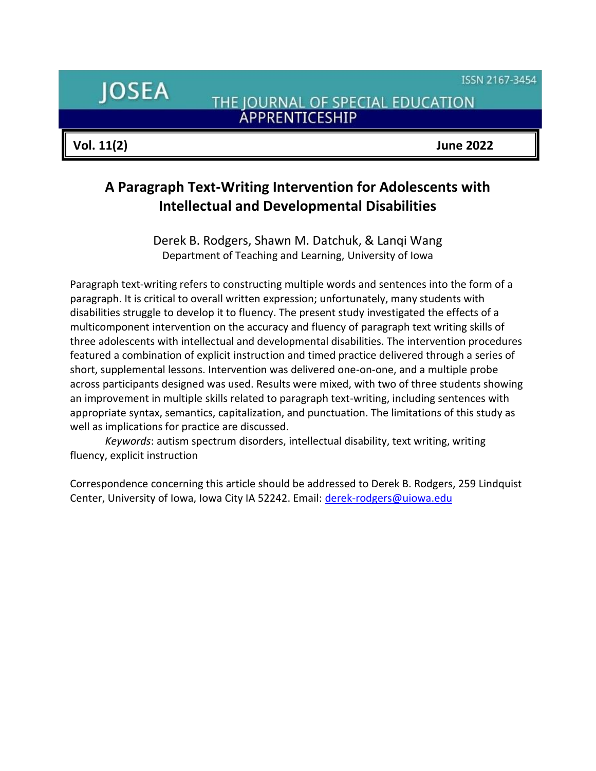# A Paragraph Text-Writing Intervention for Adolescents with Intellectual and Developmental Disabilities

Derek B. Rodgers, Shawn M. Datchuk, & Lanqi Wang
Department of Teaching and Learning, University of Iowa

Paragraph text-writing refers to constructing multiple words and sentences into the form of a paragraph. It is critical to overall written expression; unfortunately, many students with disabilities struggle to develop it to fluency. The present study investigated the effects of a multicomponent intervention on the accuracy and fluency of paragraph text writing skills of three adolescents with intellectual and developmental disabilities. The intervention procedures featured a combination of explicit instruction and timed practice delivered through a series of short, supplemental lessons. Intervention was delivered one-on-one, and a multiple probe across participants designed was used. Results were mixed, with two of three students showing an improvement in multiple skills related to paragraph text-writing, including sentences with appropriate syntax, semantics, capitalization, and punctuation. The limitations of this study as well as implications for practice are discussed.

*Keywords*: autism spectrum disorders, intellectual disability, text writing, writing fluency, explicit instruction

Correspondence concerning this article should be addressed to Derek B. Rodgers, 259 Lindquist Center, University of Iowa, Iowa City IA 52242. Email: derek-rodgers@uiowa.edu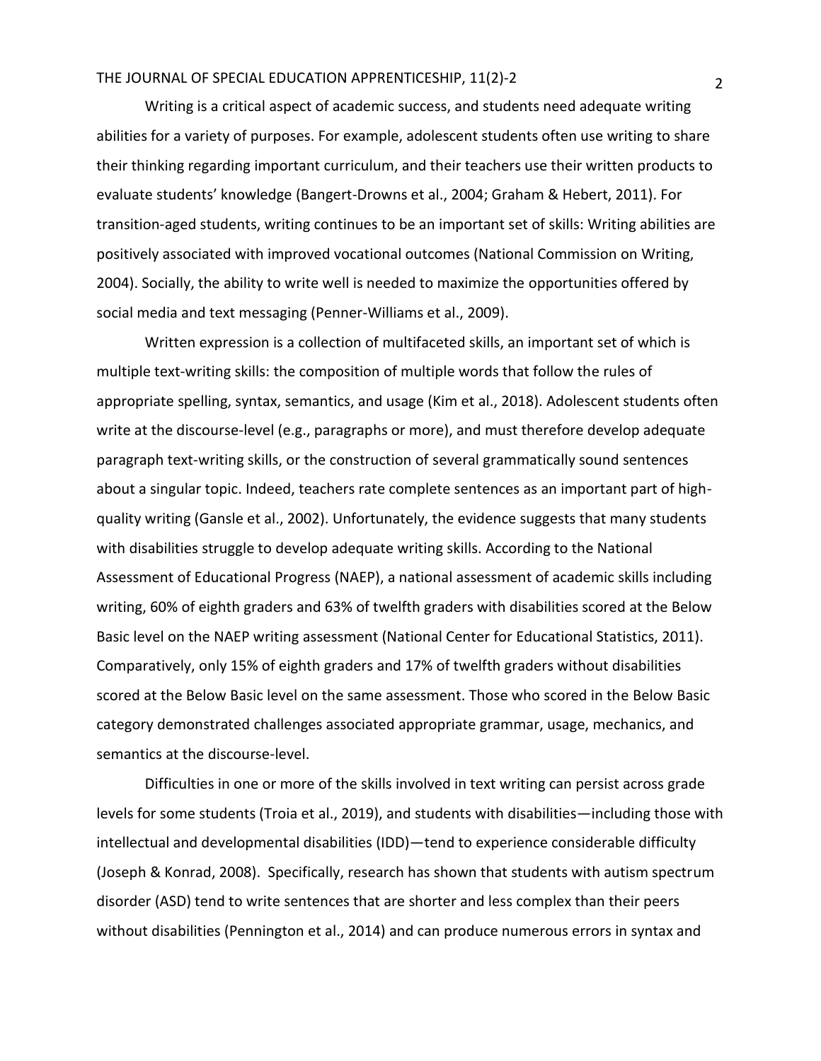Writing is a critical aspect of academic success, and students need adequate writing abilities for a variety of purposes. For example, adolescent students often use writing to share their thinking regarding important curriculum, and their teachers use their written products to evaluate students' knowledge (Bangert-Drowns et al., 2004; Graham & Hebert, 2011). For transition-aged students, writing continues to be an important set of skills: Writing abilities are positively associated with improved vocational outcomes (National Commission on Writing, 2004). Socially, the ability to write well is needed to maximize the opportunities offered by social media and text messaging (Penner-Williams et al., 2009).

Written expression is a collection of multifaceted skills, an important set of which is multiple text-writing skills: the composition of multiple words that follow the rules of appropriate spelling, syntax, semantics, and usage (Kim et al., 2018). Adolescent students often write at the discourse-level (e.g., paragraphs or more), and must therefore develop adequate paragraph text-writing skills, or the construction of several grammatically sound sentences about a singular topic. Indeed, teachers rate complete sentences as an important part of high-quality writing (Gansle et al., 2002). Unfortunately, the evidence suggests that many students with disabilities struggle to develop adequate writing skills. According to the National Assessment of Educational Progress (NAEP), a national assessment of academic skills including writing, 60% of eighth graders and 63% of twelfth graders with disabilities scored at the Below Basic level on the NAEP writing assessment (National Center for Educational Statistics, 2011). Comparatively, only 15% of eighth graders and 17% of twelfth graders without disabilities scored at the Below Basic level on the same assessment. Those who scored in the Below Basic category demonstrated challenges associated appropriate grammar, usage, mechanics, and semantics at the discourse-level.

Difficulties in one or more of the skills involved in text writing can persist across grade levels for some students (Troia et al., 2019), and students with disabilities—including those with intellectual and developmental disabilities (IDD)—tend to experience considerable difficulty (Joseph & Konrad, 2008). Specifically, research has shown that students with autism spectrum disorder (ASD) tend to write sentences that are shorter and less complex than their peers without disabilities (Pennington et al., 2014) and can produce numerous errors in syntax and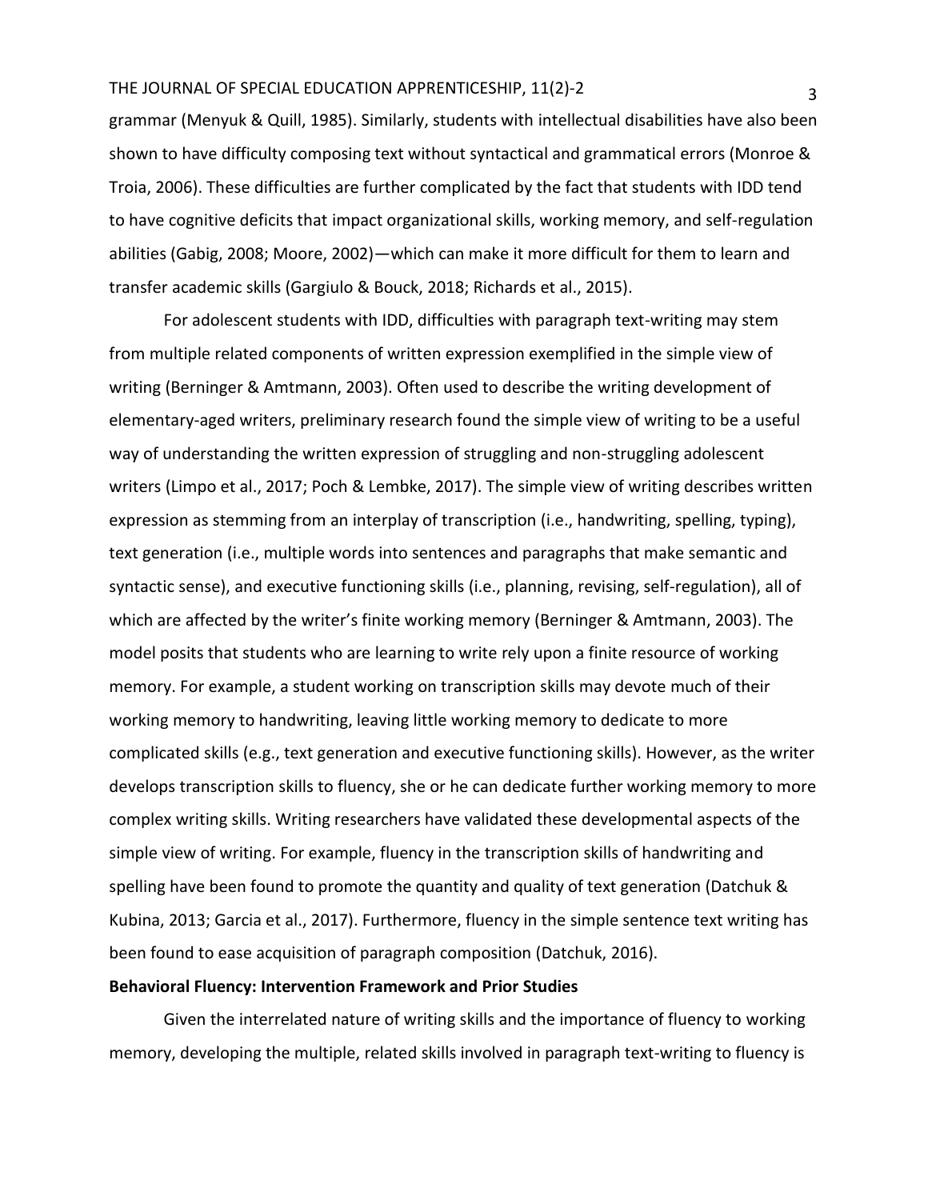grammar (Menyuk & Quill, 1985). Similarly, students with intellectual disabilities have also been shown to have difficulty composing text without syntactical and grammatical errors (Monroe & Troia, 2006). These difficulties are further complicated by the fact that students with IDD tend to have cognitive deficits that impact organizational skills, working memory, and self-regulation abilities (Gabig, 2008; Moore, 2002)—which can make it more difficult for them to learn and transfer academic skills (Gargiulo & Bouck, 2018; Richards et al., 2015).

For adolescent students with IDD, difficulties with paragraph text-writing may stem from multiple related components of written expression exemplified in the simple view of writing (Berninger & Amtmann, 2003). Often used to describe the writing development of elementary-aged writers, preliminary research found the simple view of writing to be a useful way of understanding the written expression of struggling and non-struggling adolescent writers (Limpo et al., 2017; Poch & Lembke, 2017). The simple view of writing describes written expression as stemming from an interplay of transcription (i.e., handwriting, spelling, typing), text generation (i.e., multiple words into sentences and paragraphs that make semantic and syntactic sense), and executive functioning skills (i.e., planning, revising, self-regulation), all of which are affected by the writer's finite working memory (Berninger & Amtmann, 2003). The model posits that students who are learning to write rely upon a finite resource of working memory. For example, a student working on transcription skills may devote much of their working memory to handwriting, leaving little working memory to dedicate to more complicated skills (e.g., text generation and executive functioning skills). However, as the writer develops transcription skills to fluency, she or he can dedicate further working memory to more complex writing skills. Writing researchers have validated these developmental aspects of the simple view of writing. For example, fluency in the transcription skills of handwriting and spelling have been found to promote the quantity and quality of text generation (Datchuk & Kubina, 2013; Garcia et al., 2017). Furthermore, fluency in the simple sentence text writing has been found to ease acquisition of paragraph composition (Datchuk, 2016).

**Behavioral Fluency: Intervention Framework and Prior Studies**

Given the interrelated nature of writing skills and the importance of fluency to working memory, developing the multiple, related skills involved in paragraph text-writing to fluency is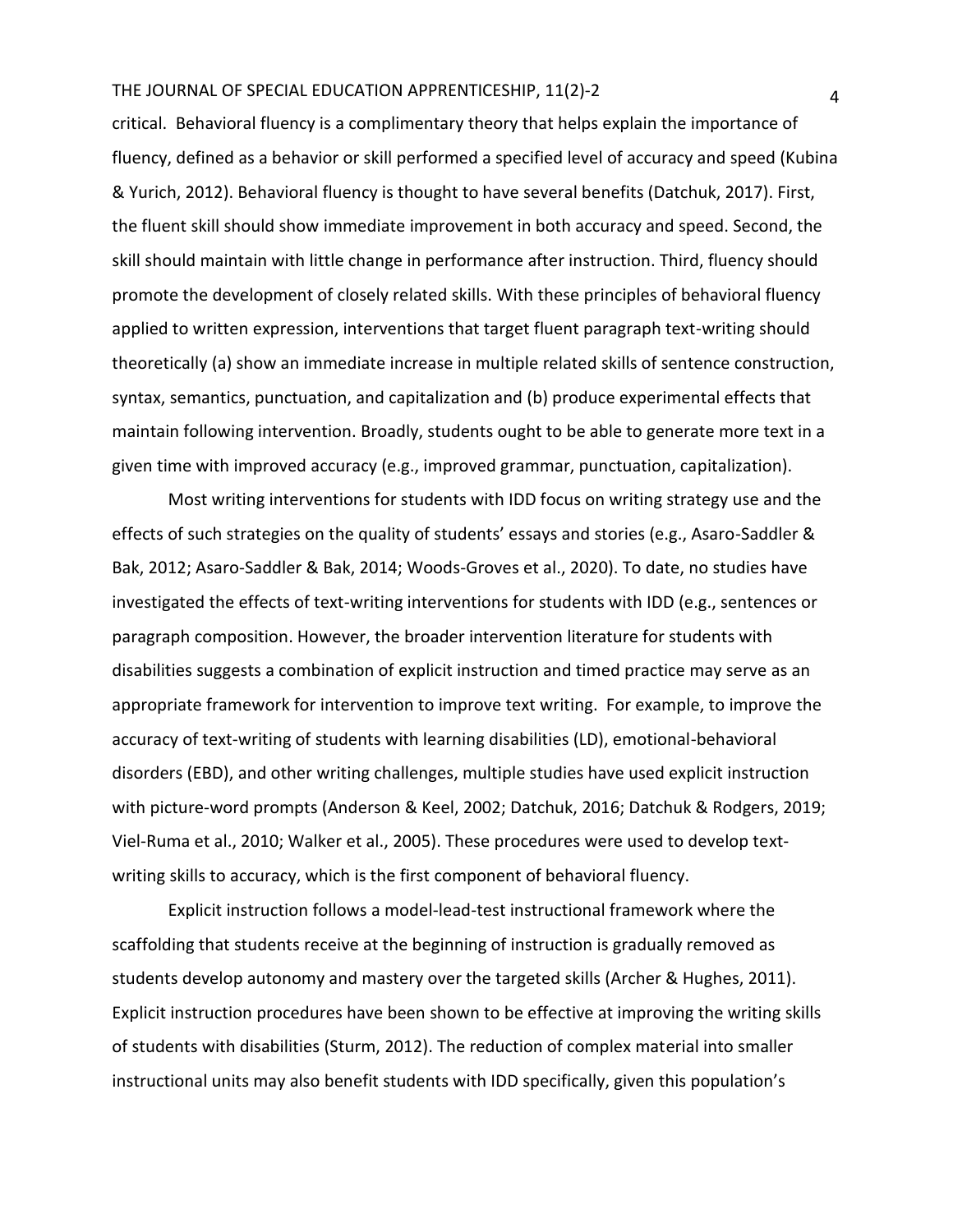critical. Behavioral fluency is a complimentary theory that helps explain the importance of fluency, defined as a behavior or skill performed a specified level of accuracy and speed (Kubina & Yurich, 2012). Behavioral fluency is thought to have several benefits (Datchuk, 2017). First, the fluent skill should show immediate improvement in both accuracy and speed. Second, the skill should maintain with little change in performance after instruction. Third, fluency should promote the development of closely related skills. With these principles of behavioral fluency applied to written expression, interventions that target fluent paragraph text-writing should theoretically (a) show an immediate increase in multiple related skills of sentence construction, syntax, semantics, punctuation, and capitalization and (b) produce experimental effects that maintain following intervention. Broadly, students ought to be able to generate more text in a given time with improved accuracy (e.g., improved grammar, punctuation, capitalization).

Most writing interventions for students with IDD focus on writing strategy use and the effects of such strategies on the quality of students' essays and stories (e.g., Asaro-Saddler & Bak, 2012; Asaro-Saddler & Bak, 2014; Woods-Groves et al., 2020). To date, no studies have investigated the effects of text-writing interventions for students with IDD (e.g., sentences or paragraph composition. However, the broader intervention literature for students with disabilities suggests a combination of explicit instruction and timed practice may serve as an appropriate framework for intervention to improve text writing. For example, to improve the accuracy of text-writing of students with learning disabilities (LD), emotional-behavioral disorders (EBD), and other writing challenges, multiple studies have used explicit instruction with picture-word prompts (Anderson & Keel, 2002; Datchuk, 2016; Datchuk & Rodgers, 2019; Viel-Ruma et al., 2010; Walker et al., 2005). These procedures were used to develop text-writing skills to accuracy, which is the first component of behavioral fluency.

Explicit instruction follows a model-lead-test instructional framework where the scaffolding that students receive at the beginning of instruction is gradually removed as students develop autonomy and mastery over the targeted skills (Archer & Hughes, 2011). Explicit instruction procedures have been shown to be effective at improving the writing skills of students with disabilities (Sturm, 2012). The reduction of complex material into smaller instructional units may also benefit students with IDD specifically, given this population's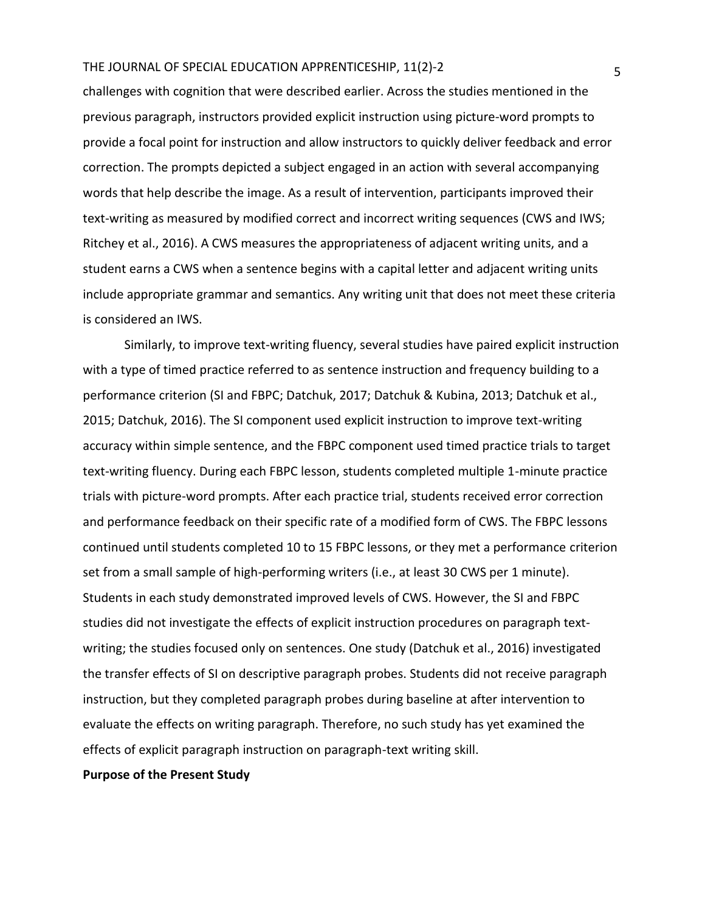challenges with cognition that were described earlier. Across the studies mentioned in the previous paragraph, instructors provided explicit instruction using picture-word prompts to provide a focal point for instruction and allow instructors to quickly deliver feedback and error correction. The prompts depicted a subject engaged in an action with several accompanying words that help describe the image. As a result of intervention, participants improved their text-writing as measured by modified correct and incorrect writing sequences (CWS and IWS; Ritchey et al., 2016). A CWS measures the appropriateness of adjacent writing units, and a student earns a CWS when a sentence begins with a capital letter and adjacent writing units include appropriate grammar and semantics. Any writing unit that does not meet these criteria is considered an IWS.

Similarly, to improve text-writing fluency, several studies have paired explicit instruction with a type of timed practice referred to as sentence instruction and frequency building to a performance criterion (SI and FBPC; Datchuk, 2017; Datchuk & Kubina, 2013; Datchuk et al., 2015; Datchuk, 2016). The SI component used explicit instruction to improve text-writing accuracy within simple sentence, and the FBPC component used timed practice trials to target text-writing fluency. During each FBPC lesson, students completed multiple 1-minute practice trials with picture-word prompts. After each practice trial, students received error correction and performance feedback on their specific rate of a modified form of CWS. The FBPC lessons continued until students completed 10 to 15 FBPC lessons, or they met a performance criterion set from a small sample of high-performing writers (i.e., at least 30 CWS per 1 minute). Students in each study demonstrated improved levels of CWS. However, the SI and FBPC studies did not investigate the effects of explicit instruction procedures on paragraph text-writing; the studies focused only on sentences. One study (Datchuk et al., 2016) investigated the transfer effects of SI on descriptive paragraph probes. Students did not receive paragraph instruction, but they completed paragraph probes during baseline at after intervention to evaluate the effects on writing paragraph. Therefore, no such study has yet examined the effects of explicit paragraph instruction on paragraph-text writing skill.

**Purpose of the Present Study**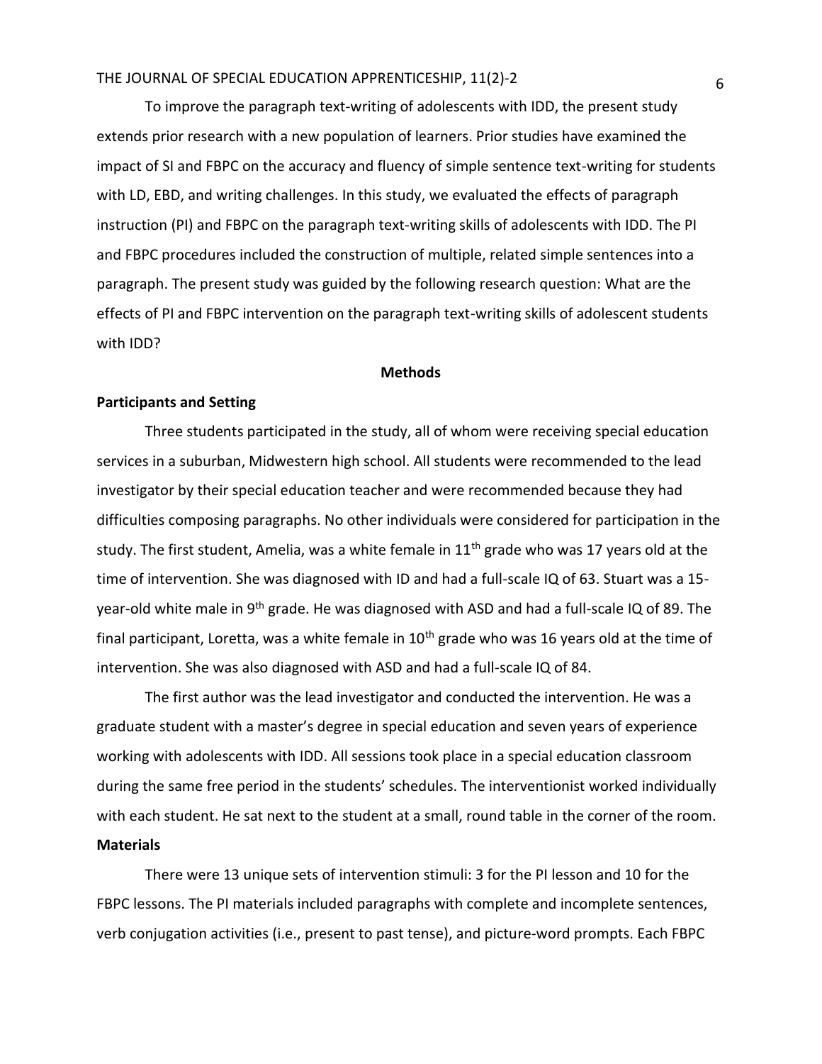To improve the paragraph text-writing of adolescents with IDD, the present study extends prior research with a new population of learners. Prior studies have examined the impact of SI and FBPC on the accuracy and fluency of simple sentence text-writing for students with LD, EBD, and writing challenges. In this study, we evaluated the effects of paragraph instruction (PI) and FBPC on the paragraph text-writing skills of adolescents with IDD. The PI and FBPC procedures included the construction of multiple, related simple sentences into a paragraph. The present study was guided by the following research question: What are the effects of PI and FBPC intervention on the paragraph text-writing skills of adolescent students with IDD?

## Methods

### Participants and Setting

Three students participated in the study, all of whom were receiving special education services in a suburban, Midwestern high school. All students were recommended to the lead investigator by their special education teacher and were recommended because they had difficulties composing paragraphs. No other individuals were considered for participation in the study. The first student, Amelia, was a white female in 11th grade who was 17 years old at the time of intervention. She was diagnosed with ID and had a full-scale IQ of 63. Stuart was a 15-year-old white male in 9th grade. He was diagnosed with ASD and had a full-scale IQ of 89. The final participant, Loretta, was a white female in 10th grade who was 16 years old at the time of intervention. She was also diagnosed with ASD and had a full-scale IQ of 84.

The first author was the lead investigator and conducted the intervention. He was a graduate student with a master's degree in special education and seven years of experience working with adolescents with IDD. All sessions took place in a special education classroom during the same free period in the students' schedules. The interventionist worked individually with each student. He sat next to the student at a small, round table in the corner of the room.

### Materials

There were 13 unique sets of intervention stimuli: 3 for the PI lesson and 10 for the FBPC lessons. The PI materials included paragraphs with complete and incomplete sentences, verb conjugation activities (i.e., present to past tense), and picture-word prompts. Each FBPC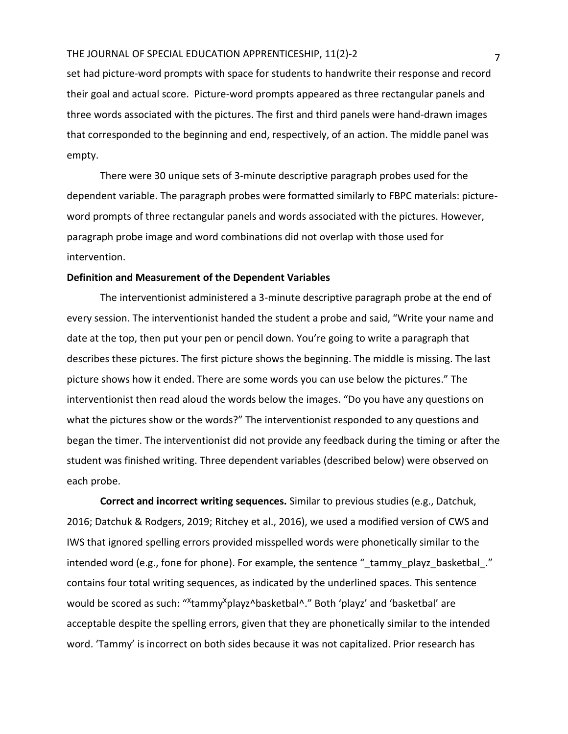set had picture-word prompts with space for students to handwrite their response and record their goal and actual score. Picture-word prompts appeared as three rectangular panels and three words associated with the pictures. The first and third panels were hand-drawn images that corresponded to the beginning and end, respectively, of an action. The middle panel was empty.

There were 30 unique sets of 3-minute descriptive paragraph probes used for the dependent variable. The paragraph probes were formatted similarly to FBPC materials: picture-word prompts of three rectangular panels and words associated with the pictures. However, paragraph probe image and word combinations did not overlap with those used for intervention.

**Definition and Measurement of the Dependent Variables**

The interventionist administered a 3-minute descriptive paragraph probe at the end of every session. The interventionist handed the student a probe and said, "Write your name and date at the top, then put your pen or pencil down. You're going to write a paragraph that describes these pictures. The first picture shows the beginning. The middle is missing. The last picture shows how it ended. There are some words you can use below the pictures." The interventionist then read aloud the words below the images. "Do you have any questions on what the pictures show or the words?" The interventionist responded to any questions and began the timer. The interventionist did not provide any feedback during the timing or after the student was finished writing. Three dependent variables (described below) were observed on each probe.

**Correct and incorrect writing sequences.** Similar to previous studies (e.g., Datchuk, 2016; Datchuk & Rodgers, 2019; Ritchey et al., 2016), we used a modified version of CWS and IWS that ignored spelling errors provided misspelled words were phonetically similar to the intended word (e.g., fone for phone). For example, the sentence "_tammy_playz_basketbal_." contains four total writing sequences, as indicated by the underlined spaces. This sentence would be scored as such: "$^{X}$tammy$^{X}$playz^basketbal^." Both 'playz' and 'basketbal' are acceptable despite the spelling errors, given that they are phonetically similar to the intended word. 'Tammy' is incorrect on both sides because it was not capitalized. Prior research has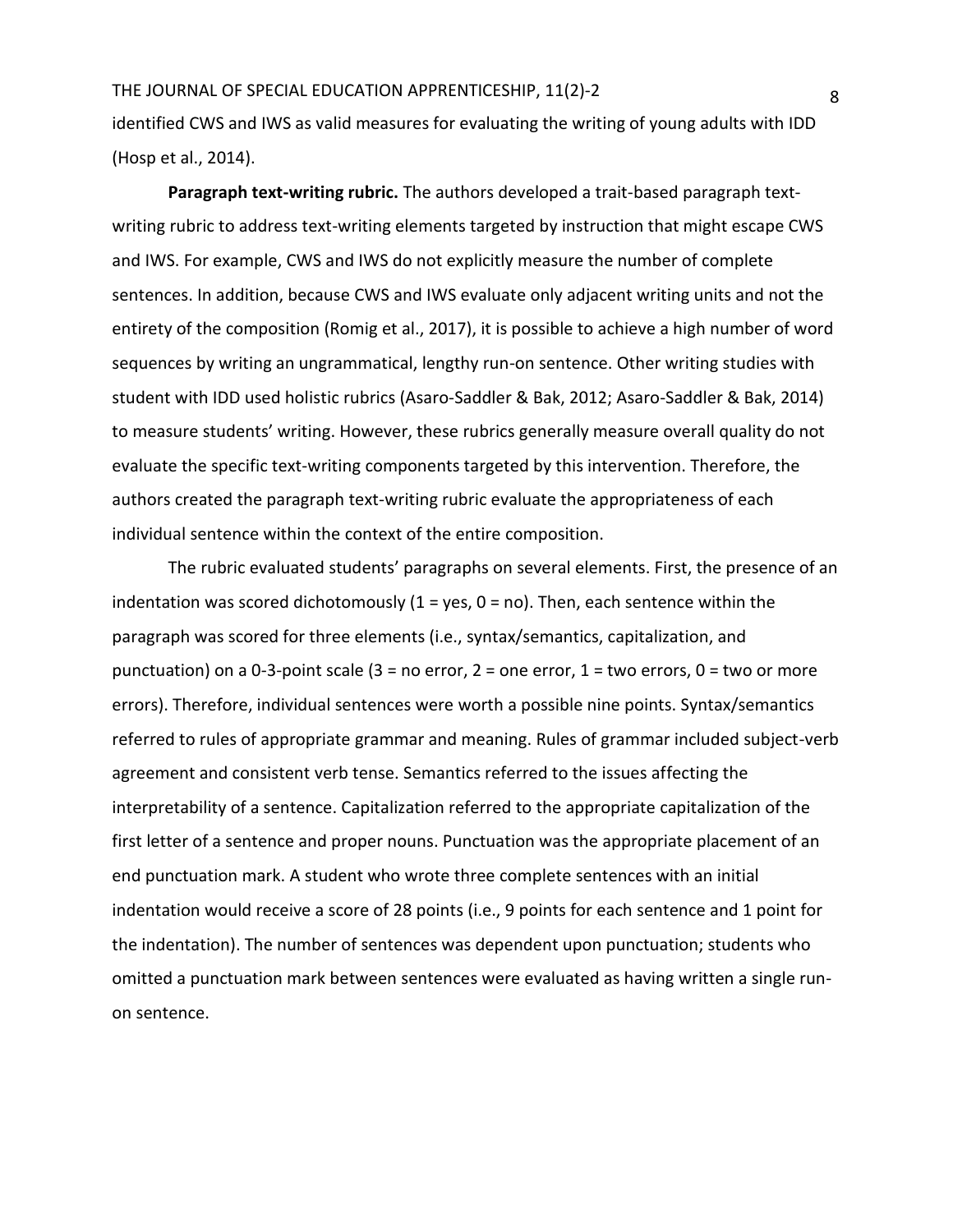identified CWS and IWS as valid measures for evaluating the writing of young adults with IDD (Hosp et al., 2014).

**Paragraph text-writing rubric.** The authors developed a trait-based paragraph text-writing rubric to address text-writing elements targeted by instruction that might escape CWS and IWS. For example, CWS and IWS do not explicitly measure the number of complete sentences. In addition, because CWS and IWS evaluate only adjacent writing units and not the entirety of the composition (Romig et al., 2017), it is possible to achieve a high number of word sequences by writing an ungrammatical, lengthy run-on sentence. Other writing studies with student with IDD used holistic rubrics (Asaro-Saddler & Bak, 2012; Asaro-Saddler & Bak, 2014) to measure students' writing. However, these rubrics generally measure overall quality do not evaluate the specific text-writing components targeted by this intervention. Therefore, the authors created the paragraph text-writing rubric evaluate the appropriateness of each individual sentence within the context of the entire composition.

The rubric evaluated students' paragraphs on several elements. First, the presence of an indentation was scored dichotomously (1 = yes, 0 = no). Then, each sentence within the paragraph was scored for three elements (i.e., syntax/semantics, capitalization, and punctuation) on a 0-3-point scale (3 = no error, 2 = one error, 1 = two errors, 0 = two or more errors). Therefore, individual sentences were worth a possible nine points. Syntax/semantics referred to rules of appropriate grammar and meaning. Rules of grammar included subject-verb agreement and consistent verb tense. Semantics referred to the issues affecting the interpretability of a sentence. Capitalization referred to the appropriate capitalization of the first letter of a sentence and proper nouns. Punctuation was the appropriate placement of an end punctuation mark. A student who wrote three complete sentences with an initial indentation would receive a score of 28 points (i.e., 9 points for each sentence and 1 point for the indentation). The number of sentences was dependent upon punctuation; students who omitted a punctuation mark between sentences were evaluated as having written a single run-on sentence.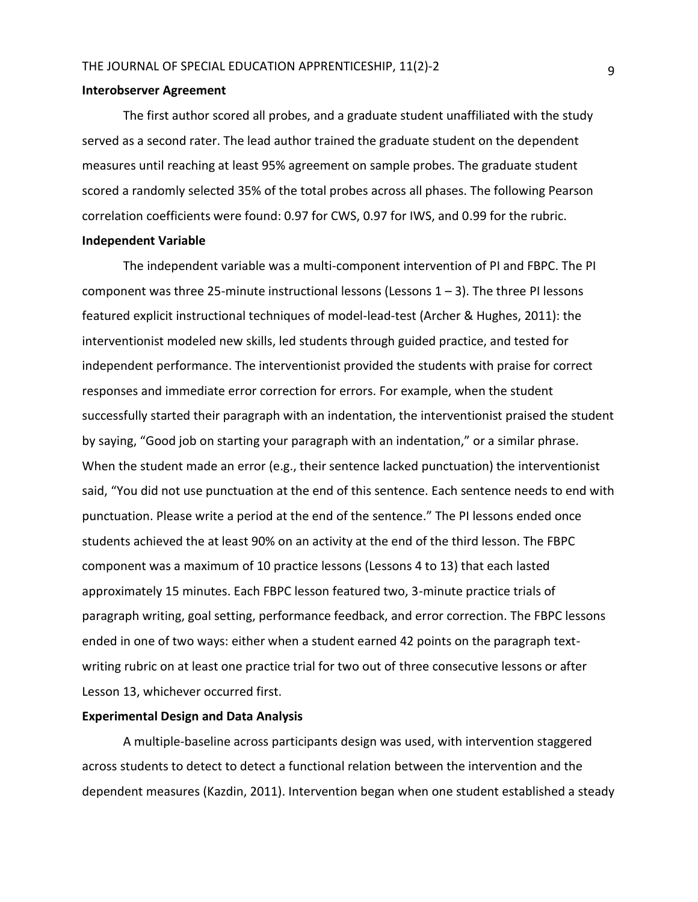**Interobserver Agreement**

The first author scored all probes, and a graduate student unaffiliated with the study served as a second rater. The lead author trained the graduate student on the dependent measures until reaching at least 95% agreement on sample probes. The graduate student scored a randomly selected 35% of the total probes across all phases. The following Pearson correlation coefficients were found: 0.97 for CWS, 0.97 for IWS, and 0.99 for the rubric.

**Independent Variable**

The independent variable was a multi-component intervention of PI and FBPC. The PI component was three 25-minute instructional lessons (Lessons 1 – 3). The three PI lessons featured explicit instructional techniques of model-lead-test (Archer & Hughes, 2011): the interventionist modeled new skills, led students through guided practice, and tested for independent performance. The interventionist provided the students with praise for correct responses and immediate error correction for errors. For example, when the student successfully started their paragraph with an indentation, the interventionist praised the student by saying, "Good job on starting your paragraph with an indentation," or a similar phrase. When the student made an error (e.g., their sentence lacked punctuation) the interventionist said, "You did not use punctuation at the end of this sentence. Each sentence needs to end with punctuation. Please write a period at the end of the sentence." The PI lessons ended once students achieved the at least 90% on an activity at the end of the third lesson. The FBPC component was a maximum of 10 practice lessons (Lessons 4 to 13) that each lasted approximately 15 minutes. Each FBPC lesson featured two, 3-minute practice trials of paragraph writing, goal setting, performance feedback, and error correction. The FBPC lessons ended in one of two ways: either when a student earned 42 points on the paragraph text-writing rubric on at least one practice trial for two out of three consecutive lessons or after Lesson 13, whichever occurred first.

**Experimental Design and Data Analysis**

A multiple-baseline across participants design was used, with intervention staggered across students to detect to detect a functional relation between the intervention and the dependent measures (Kazdin, 2011). Intervention began when one student established a steady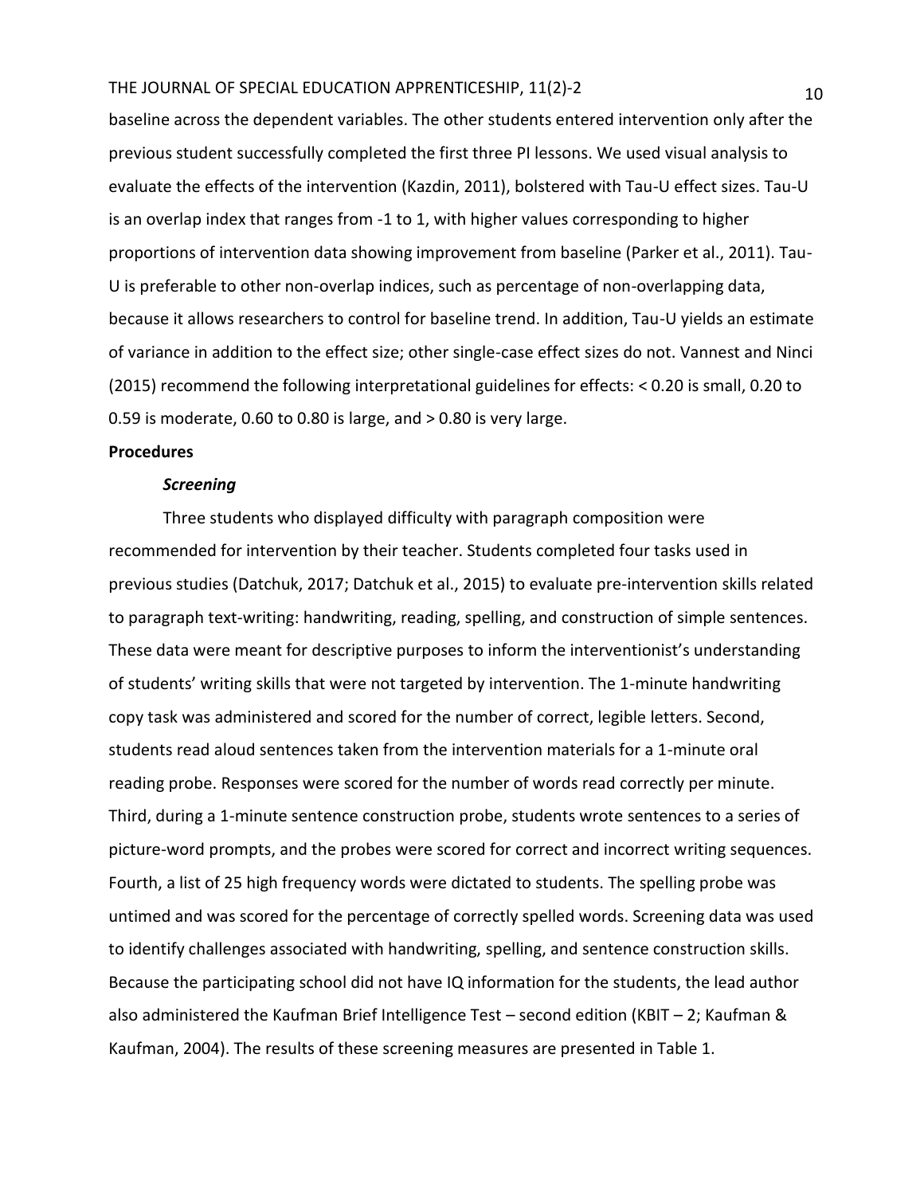baseline across the dependent variables. The other students entered intervention only after the previous student successfully completed the first three PI lessons. We used visual analysis to evaluate the effects of the intervention (Kazdin, 2011), bolstered with Tau-U effect sizes. Tau-U is an overlap index that ranges from -1 to 1, with higher values corresponding to higher proportions of intervention data showing improvement from baseline (Parker et al., 2011). Tau-U is preferable to other non-overlap indices, such as percentage of non-overlapping data, because it allows researchers to control for baseline trend. In addition, Tau-U yields an estimate of variance in addition to the effect size; other single-case effect sizes do not. Vannest and Ninci (2015) recommend the following interpretational guidelines for effects: < 0.20 is small, 0.20 to 0.59 is moderate, 0.60 to 0.80 is large, and > 0.80 is very large.

## Procedures

### *Screening*

Three students who displayed difficulty with paragraph composition were recommended for intervention by their teacher. Students completed four tasks used in previous studies (Datchuk, 2017; Datchuk et al., 2015) to evaluate pre-intervention skills related to paragraph text-writing: handwriting, reading, spelling, and construction of simple sentences. These data were meant for descriptive purposes to inform the interventionist's understanding of students' writing skills that were not targeted by intervention. The 1-minute handwriting copy task was administered and scored for the number of correct, legible letters. Second, students read aloud sentences taken from the intervention materials for a 1-minute oral reading probe. Responses were scored for the number of words read correctly per minute. Third, during a 1-minute sentence construction probe, students wrote sentences to a series of picture-word prompts, and the probes were scored for correct and incorrect writing sequences. Fourth, a list of 25 high frequency words were dictated to students. The spelling probe was untimed and was scored for the percentage of correctly spelled words. Screening data was used to identify challenges associated with handwriting, spelling, and sentence construction skills. Because the participating school did not have IQ information for the students, the lead author also administered the Kaufman Brief Intelligence Test – second edition (KBIT – 2; Kaufman & Kaufman, 2004). The results of these screening measures are presented in Table 1.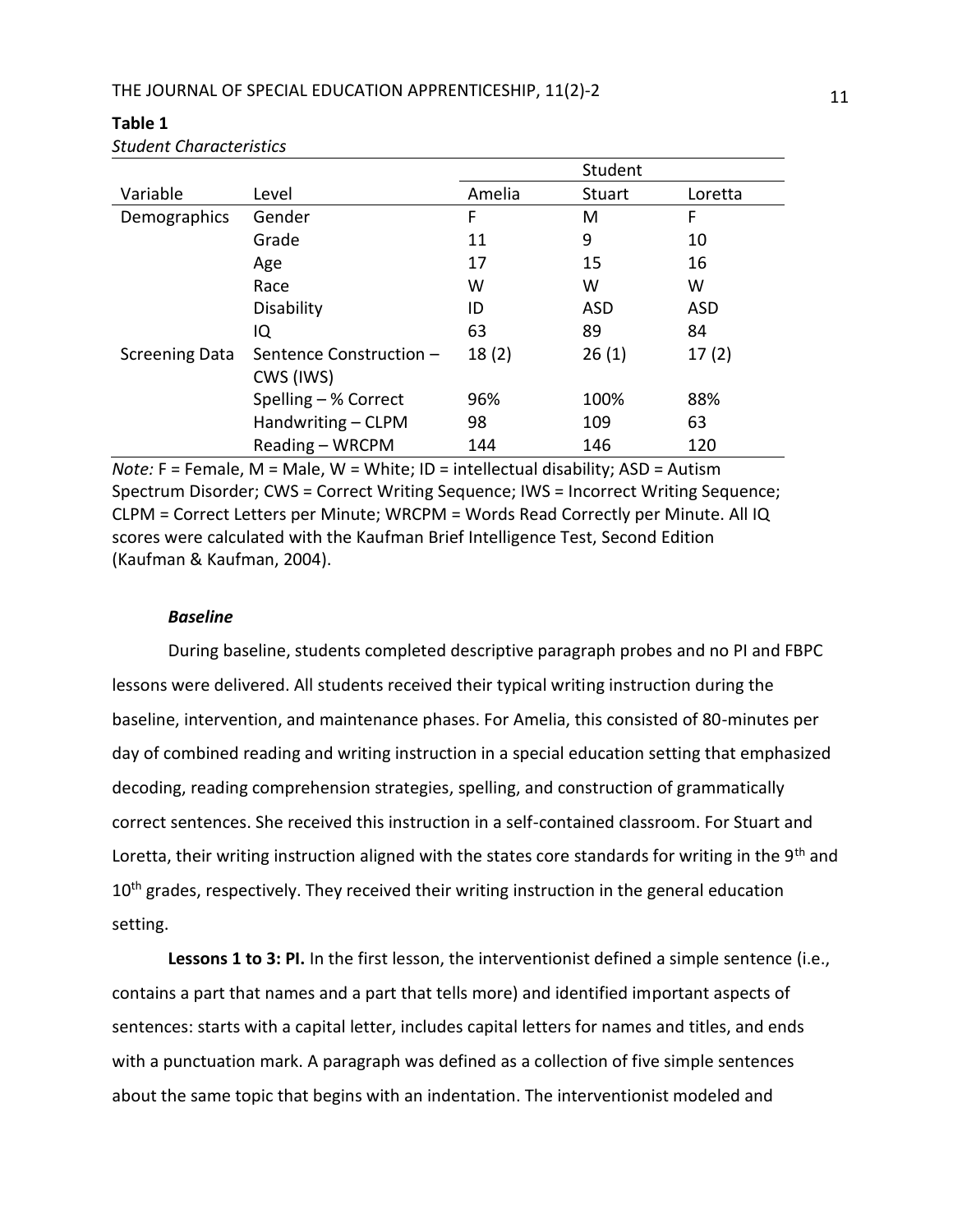**Table 1**

*Student Characteristics*

| | | Student | | |
|---|---|---|---|---|
| Variable | Level | Amelia | Stuart | Loretta |
| Demographics | Gender | F | M | F |
| | Grade | 11 | 9 | 10 |
| | Age | 17 | 15 | 16 |
| | Race | W | W | W |
| | Disability | ID | ASD | ASD |
| | IQ | 63 | 89 | 84 |
| Screening Data | Sentence Construction – CWS (IWS) | 18 (2) | 26 (1) | 17 (2) |
| | Spelling – % Correct | 96% | 100% | 88% |
| | Handwriting – CLPM | 98 | 109 | 63 |
| | Reading – WRCPM | 144 | 146 | 120 |

*Note:* F = Female, M = Male, W = White; ID = intellectual disability; ASD = Autism Spectrum Disorder; CWS = Correct Writing Sequence; IWS = Incorrect Writing Sequence; CLPM = Correct Letters per Minute; WRCPM = Words Read Correctly per Minute. All IQ scores were calculated with the Kaufman Brief Intelligence Test, Second Edition (Kaufman & Kaufman, 2004).

### *Baseline*

During baseline, students completed descriptive paragraph probes and no PI and FBPC lessons were delivered. All students received their typical writing instruction during the baseline, intervention, and maintenance phases. For Amelia, this consisted of 80-minutes per day of combined reading and writing instruction in a special education setting that emphasized decoding, reading comprehension strategies, spelling, and construction of grammatically correct sentences. She received this instruction in a self-contained classroom. For Stuart and Loretta, their writing instruction aligned with the states core standards for writing in the 9th and 10th grades, respectively. They received their writing instruction in the general education setting.

**Lessons 1 to 3: PI.** In the first lesson, the interventionist defined a simple sentence (i.e., contains a part that names and a part that tells more) and identified important aspects of sentences: starts with a capital letter, includes capital letters for names and titles, and ends with a punctuation mark. A paragraph was defined as a collection of five simple sentences about the same topic that begins with an indentation. The interventionist modeled and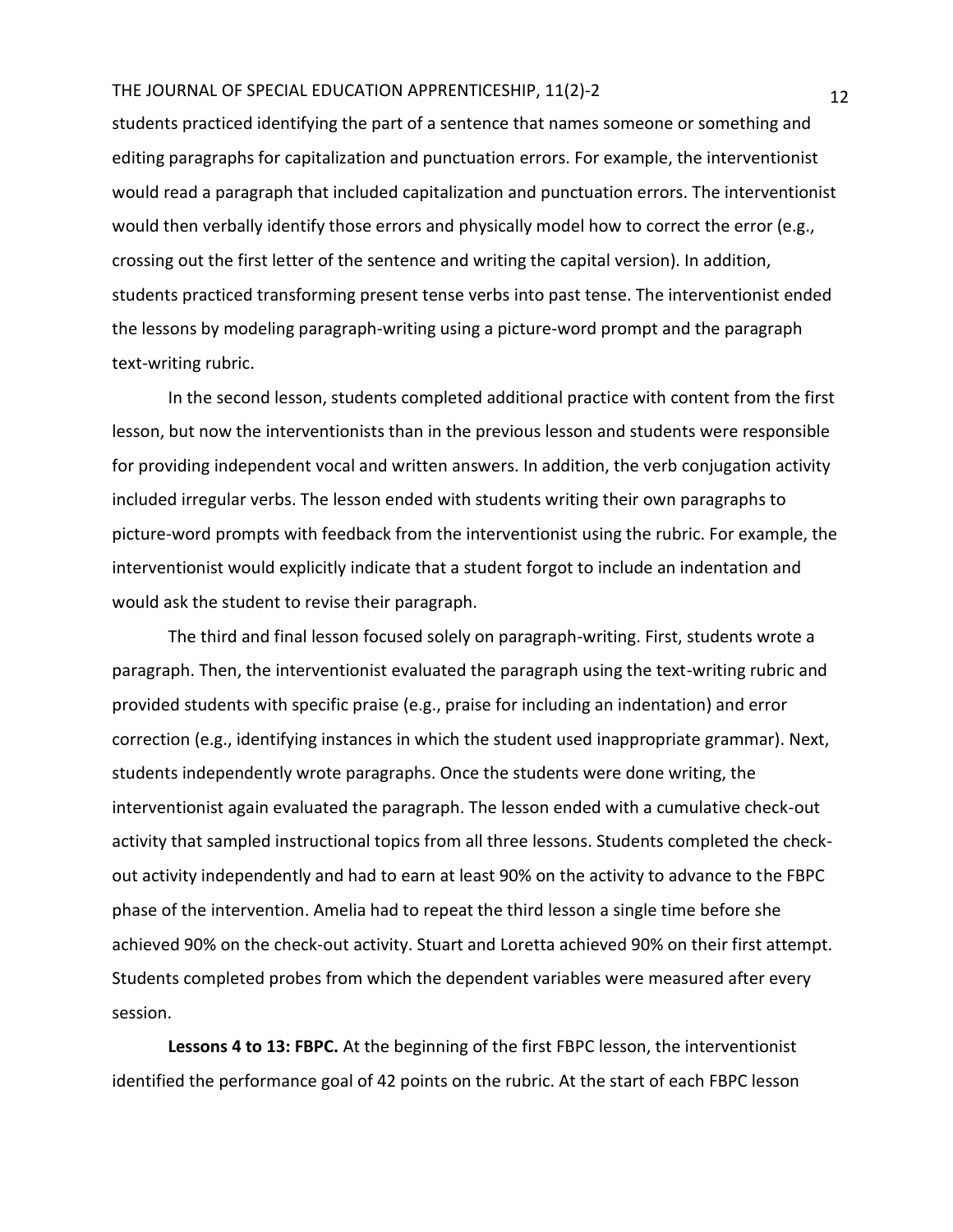students practiced identifying the part of a sentence that names someone or something and editing paragraphs for capitalization and punctuation errors. For example, the interventionist would read a paragraph that included capitalization and punctuation errors. The interventionist would then verbally identify those errors and physically model how to correct the error (e.g., crossing out the first letter of the sentence and writing the capital version). In addition, students practiced transforming present tense verbs into past tense. The interventionist ended the lessons by modeling paragraph-writing using a picture-word prompt and the paragraph text-writing rubric.

In the second lesson, students completed additional practice with content from the first lesson, but now the interventionists than in the previous lesson and students were responsible for providing independent vocal and written answers. In addition, the verb conjugation activity included irregular verbs. The lesson ended with students writing their own paragraphs to picture-word prompts with feedback from the interventionist using the rubric. For example, the interventionist would explicitly indicate that a student forgot to include an indentation and would ask the student to revise their paragraph.

The third and final lesson focused solely on paragraph-writing. First, students wrote a paragraph. Then, the interventionist evaluated the paragraph using the text-writing rubric and provided students with specific praise (e.g., praise for including an indentation) and error correction (e.g., identifying instances in which the student used inappropriate grammar). Next, students independently wrote paragraphs. Once the students were done writing, the interventionist again evaluated the paragraph. The lesson ended with a cumulative check-out activity that sampled instructional topics from all three lessons. Students completed the check-out activity independently and had to earn at least 90% on the activity to advance to the FBPC phase of the intervention. Amelia had to repeat the third lesson a single time before she achieved 90% on the check-out activity. Stuart and Loretta achieved 90% on their first attempt. Students completed probes from which the dependent variables were measured after every session.

**Lessons 4 to 13: FBPC.** At the beginning of the first FBPC lesson, the interventionist identified the performance goal of 42 points on the rubric. At the start of each FBPC lesson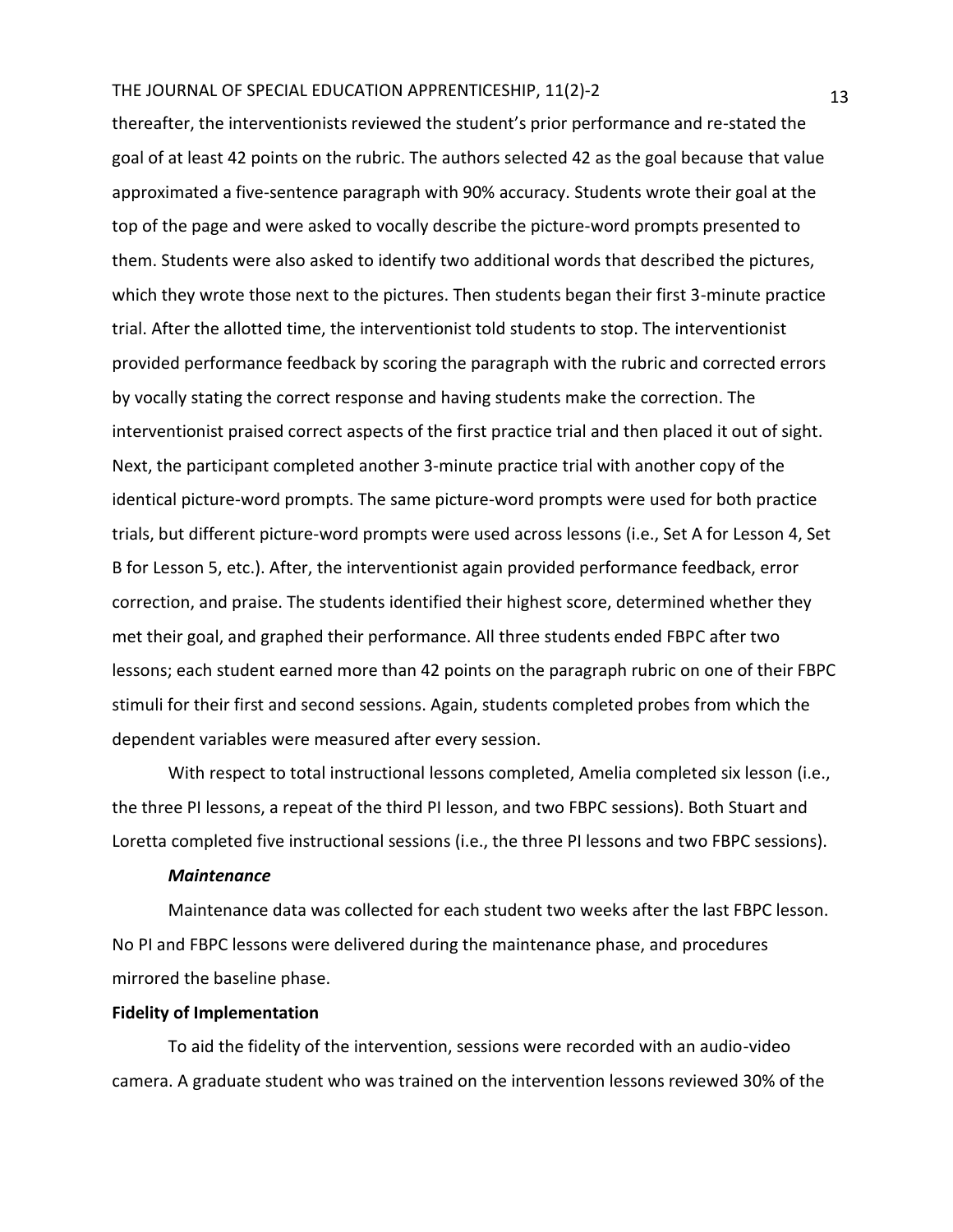thereafter, the interventionists reviewed the student's prior performance and re-stated the goal of at least 42 points on the rubric. The authors selected 42 as the goal because that value approximated a five-sentence paragraph with 90% accuracy. Students wrote their goal at the top of the page and were asked to vocally describe the picture-word prompts presented to them. Students were also asked to identify two additional words that described the pictures, which they wrote those next to the pictures. Then students began their first 3-minute practice trial. After the allotted time, the interventionist told students to stop. The interventionist provided performance feedback by scoring the paragraph with the rubric and corrected errors by vocally stating the correct response and having students make the correction. The interventionist praised correct aspects of the first practice trial and then placed it out of sight. Next, the participant completed another 3-minute practice trial with another copy of the identical picture-word prompts. The same picture-word prompts were used for both practice trials, but different picture-word prompts were used across lessons (i.e., Set A for Lesson 4, Set B for Lesson 5, etc.). After, the interventionist again provided performance feedback, error correction, and praise. The students identified their highest score, determined whether they met their goal, and graphed their performance. All three students ended FBPC after two lessons; each student earned more than 42 points on the paragraph rubric on one of their FBPC stimuli for their first and second sessions. Again, students completed probes from which the dependent variables were measured after every session.

With respect to total instructional lessons completed, Amelia completed six lesson (i.e., the three PI lessons, a repeat of the third PI lesson, and two FBPC sessions). Both Stuart and Loretta completed five instructional sessions (i.e., the three PI lessons and two FBPC sessions).

#### *Maintenance*

Maintenance data was collected for each student two weeks after the last FBPC lesson. No PI and FBPC lessons were delivered during the maintenance phase, and procedures mirrored the baseline phase.

### **Fidelity of Implementation**

To aid the fidelity of the intervention, sessions were recorded with an audio-video camera. A graduate student who was trained on the intervention lessons reviewed 30% of the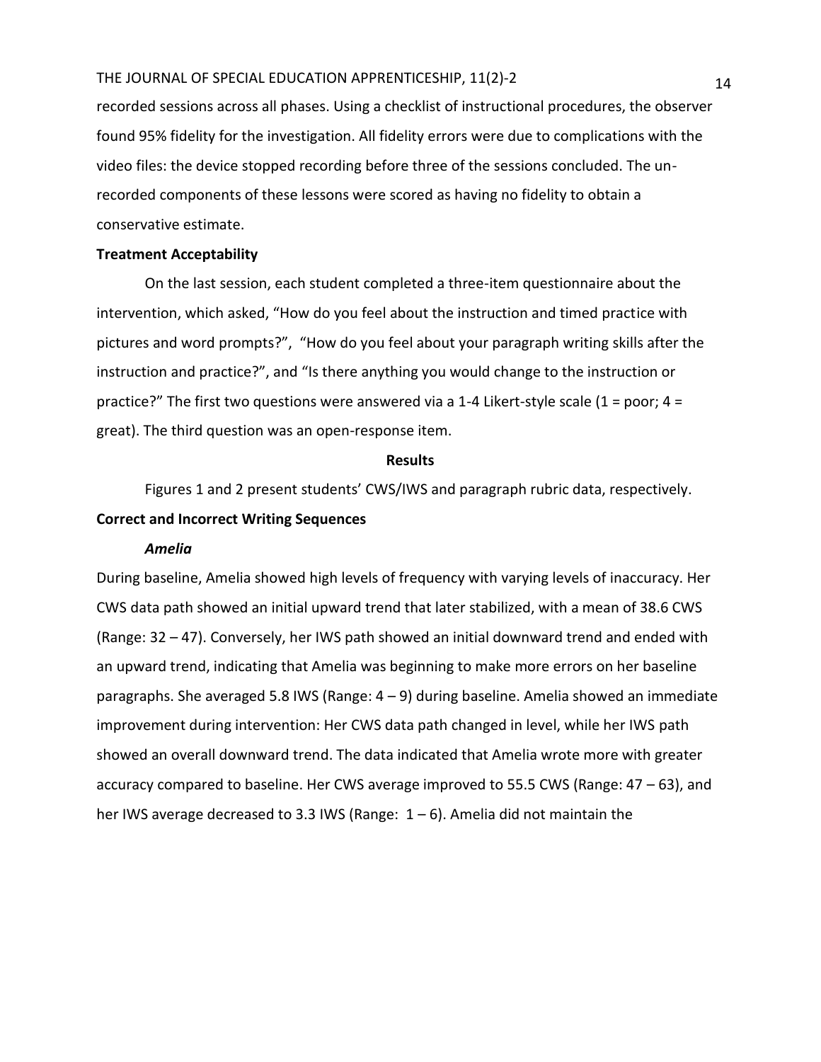recorded sessions across all phases. Using a checklist of instructional procedures, the observer found 95% fidelity for the investigation. All fidelity errors were due to complications with the video files: the device stopped recording before three of the sessions concluded. The un-recorded components of these lessons were scored as having no fidelity to obtain a conservative estimate.

### Treatment Acceptability

On the last session, each student completed a three-item questionnaire about the intervention, which asked, "How do you feel about the instruction and timed practice with pictures and word prompts?", "How do you feel about your paragraph writing skills after the instruction and practice?", and "Is there anything you would change to the instruction or practice?" The first two questions were answered via a 1-4 Likert-style scale (1 = poor; 4 = great). The third question was an open-response item.

## Results

Figures 1 and 2 present students' CWS/IWS and paragraph rubric data, respectively.

### Correct and Incorrect Writing Sequences

#### *Amelia*

During baseline, Amelia showed high levels of frequency with varying levels of inaccuracy. Her CWS data path showed an initial upward trend that later stabilized, with a mean of 38.6 CWS (Range: 32 – 47). Conversely, her IWS path showed an initial downward trend and ended with an upward trend, indicating that Amelia was beginning to make more errors on her baseline paragraphs. She averaged 5.8 IWS (Range: 4 – 9) during baseline. Amelia showed an immediate improvement during intervention: Her CWS data path changed in level, while her IWS path showed an overall downward trend. The data indicated that Amelia wrote more with greater accuracy compared to baseline. Her CWS average improved to 55.5 CWS (Range: 47 – 63), and her IWS average decreased to 3.3 IWS (Range: 1 – 6). Amelia did not maintain the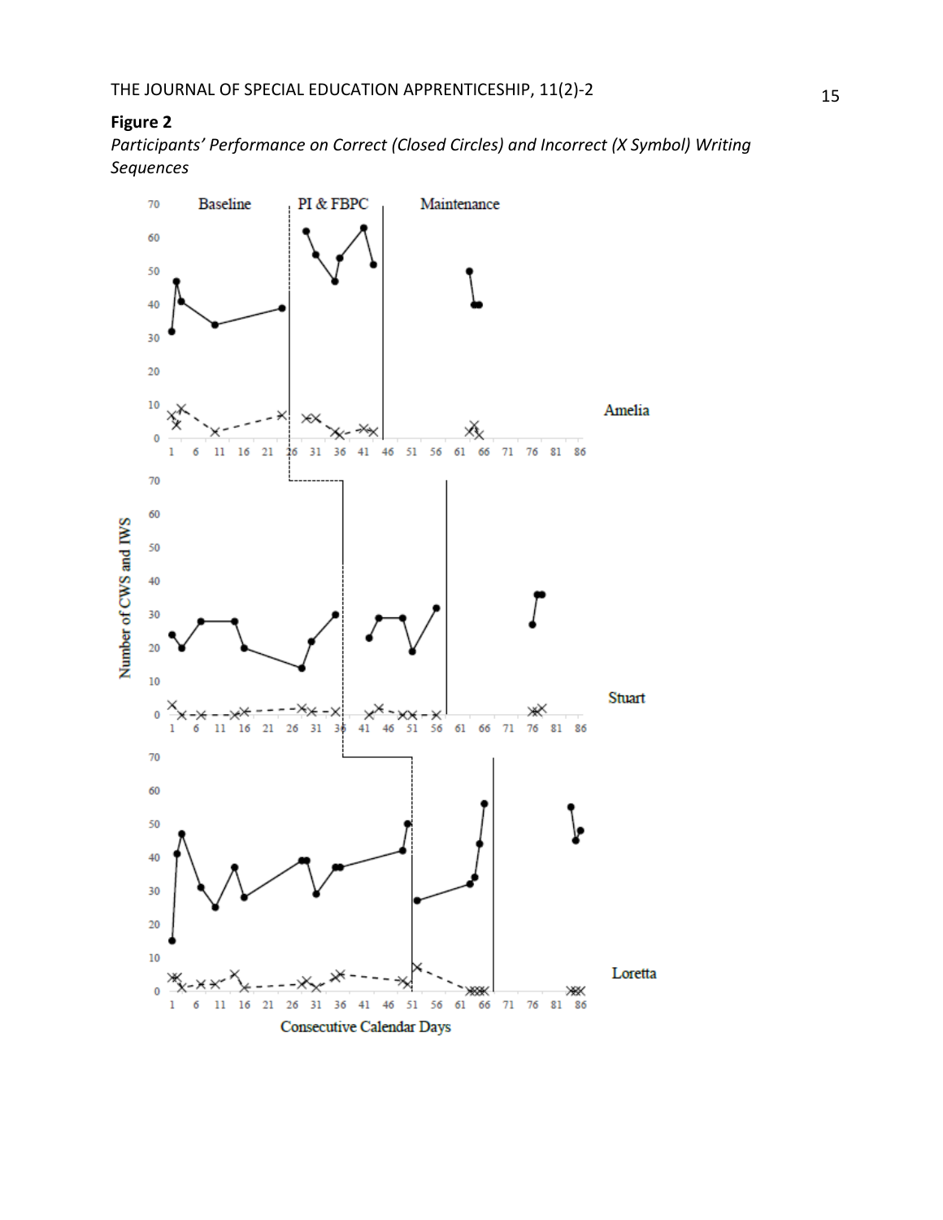**Figure 2**

*Participants' Performance on Correct (Closed Circles) and Incorrect (X Symbol) Writing Sequences*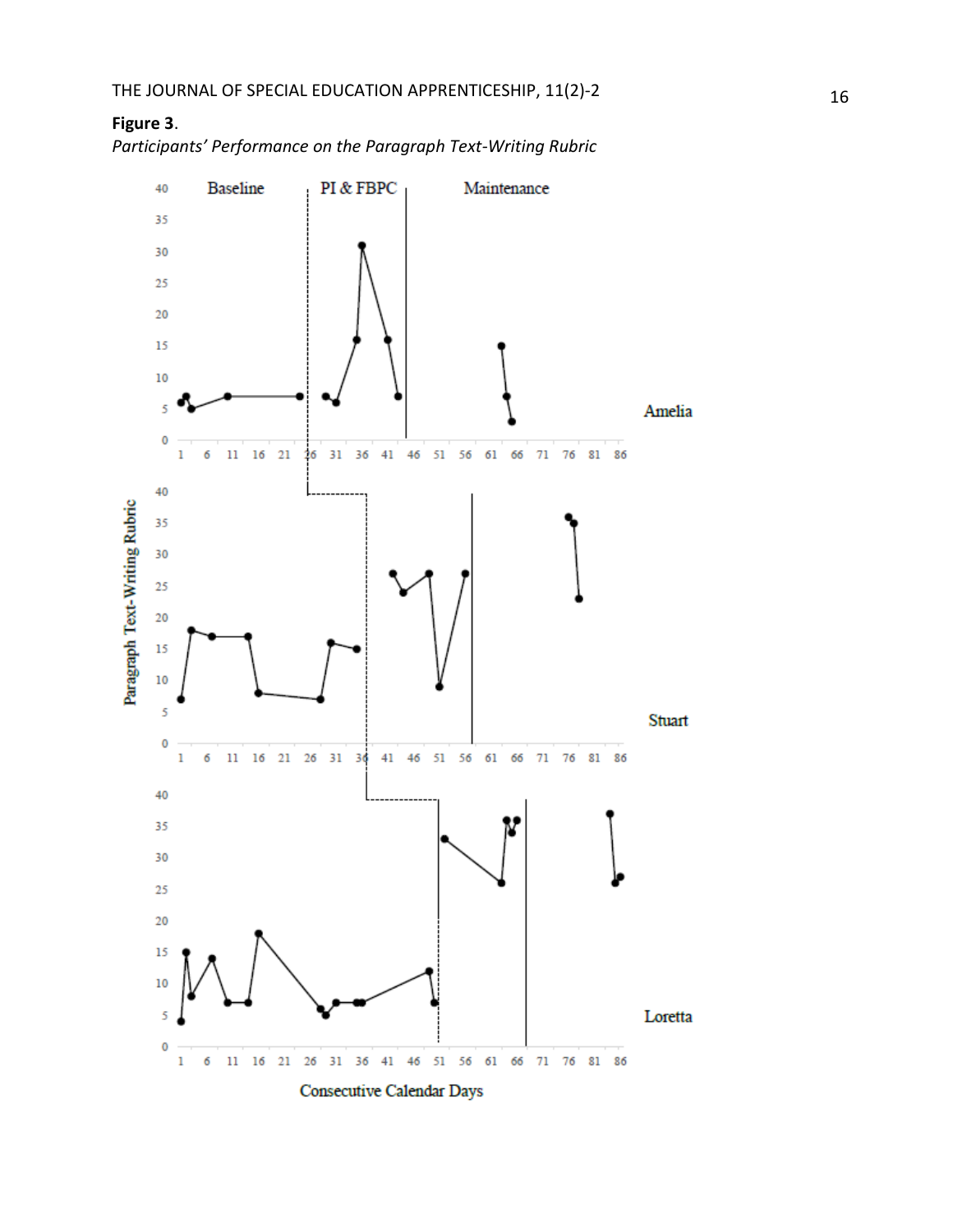**Figure 3**.

*Participants' Performance on the Paragraph Text-Writing Rubric*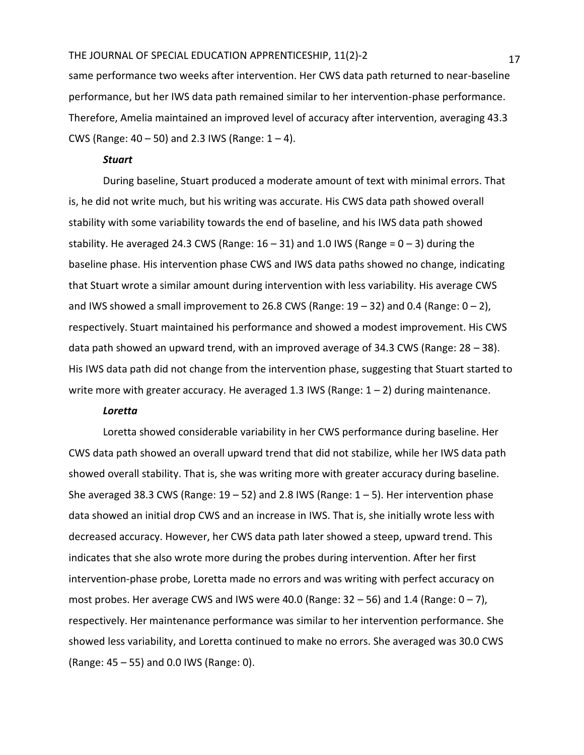same performance two weeks after intervention. Her CWS data path returned to near-baseline performance, but her IWS data path remained similar to her intervention-phase performance. Therefore, Amelia maintained an improved level of accuracy after intervention, averaging 43.3 CWS (Range: 40 – 50) and 2.3 IWS (Range: 1 – 4).

### *Stuart*

During baseline, Stuart produced a moderate amount of text with minimal errors. That is, he did not write much, but his writing was accurate. His CWS data path showed overall stability with some variability towards the end of baseline, and his IWS data path showed stability. He averaged 24.3 CWS (Range: 16 – 31) and 1.0 IWS (Range = 0 – 3) during the baseline phase. His intervention phase CWS and IWS data paths showed no change, indicating that Stuart wrote a similar amount during intervention with less variability. His average CWS and IWS showed a small improvement to 26.8 CWS (Range: 19 – 32) and 0.4 (Range: 0 – 2), respectively. Stuart maintained his performance and showed a modest improvement. His CWS data path showed an upward trend, with an improved average of 34.3 CWS (Range: 28 – 38). His IWS data path did not change from the intervention phase, suggesting that Stuart started to write more with greater accuracy. He averaged 1.3 IWS (Range: 1 – 2) during maintenance.

### *Loretta*

Loretta showed considerable variability in her CWS performance during baseline. Her CWS data path showed an overall upward trend that did not stabilize, while her IWS data path showed overall stability. That is, she was writing more with greater accuracy during baseline. She averaged 38.3 CWS (Range: 19 – 52) and 2.8 IWS (Range: 1 – 5). Her intervention phase data showed an initial drop CWS and an increase in IWS. That is, she initially wrote less with decreased accuracy. However, her CWS data path later showed a steep, upward trend. This indicates that she also wrote more during the probes during intervention. After her first intervention-phase probe, Loretta made no errors and was writing with perfect accuracy on most probes. Her average CWS and IWS were 40.0 (Range: 32 – 56) and 1.4 (Range: 0 – 7), respectively. Her maintenance performance was similar to her intervention performance. She showed less variability, and Loretta continued to make no errors. She averaged was 30.0 CWS (Range: 45 – 55) and 0.0 IWS (Range: 0).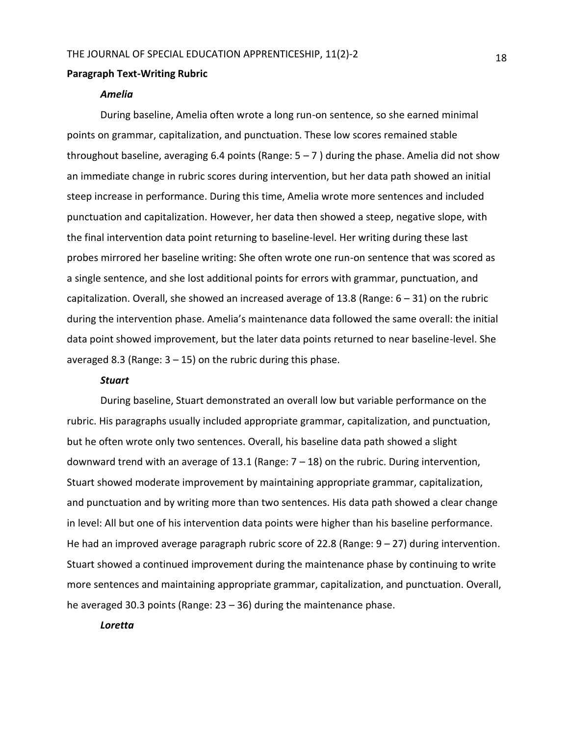### Paragraph Text-Writing Rubric

#### *Amelia*

During baseline, Amelia often wrote a long run-on sentence, so she earned minimal points on grammar, capitalization, and punctuation. These low scores remained stable throughout baseline, averaging 6.4 points (Range: 5 – 7 ) during the phase. Amelia did not show an immediate change in rubric scores during intervention, but her data path showed an initial steep increase in performance. During this time, Amelia wrote more sentences and included punctuation and capitalization. However, her data then showed a steep, negative slope, with the final intervention data point returning to baseline-level. Her writing during these last probes mirrored her baseline writing: She often wrote one run-on sentence that was scored as a single sentence, and she lost additional points for errors with grammar, punctuation, and capitalization. Overall, she showed an increased average of 13.8 (Range: 6 – 31) on the rubric during the intervention phase. Amelia's maintenance data followed the same overall: the initial data point showed improvement, but the later data points returned to near baseline-level. She averaged 8.3 (Range: 3 – 15) on the rubric during this phase.

#### *Stuart*

During baseline, Stuart demonstrated an overall low but variable performance on the rubric. His paragraphs usually included appropriate grammar, capitalization, and punctuation, but he often wrote only two sentences. Overall, his baseline data path showed a slight downward trend with an average of 13.1 (Range: 7 – 18) on the rubric. During intervention, Stuart showed moderate improvement by maintaining appropriate grammar, capitalization, and punctuation and by writing more than two sentences. His data path showed a clear change in level: All but one of his intervention data points were higher than his baseline performance. He had an improved average paragraph rubric score of 22.8 (Range: 9 – 27) during intervention. Stuart showed a continued improvement during the maintenance phase by continuing to write more sentences and maintaining appropriate grammar, capitalization, and punctuation. Overall, he averaged 30.3 points (Range: 23 – 36) during the maintenance phase.

#### *Loretta*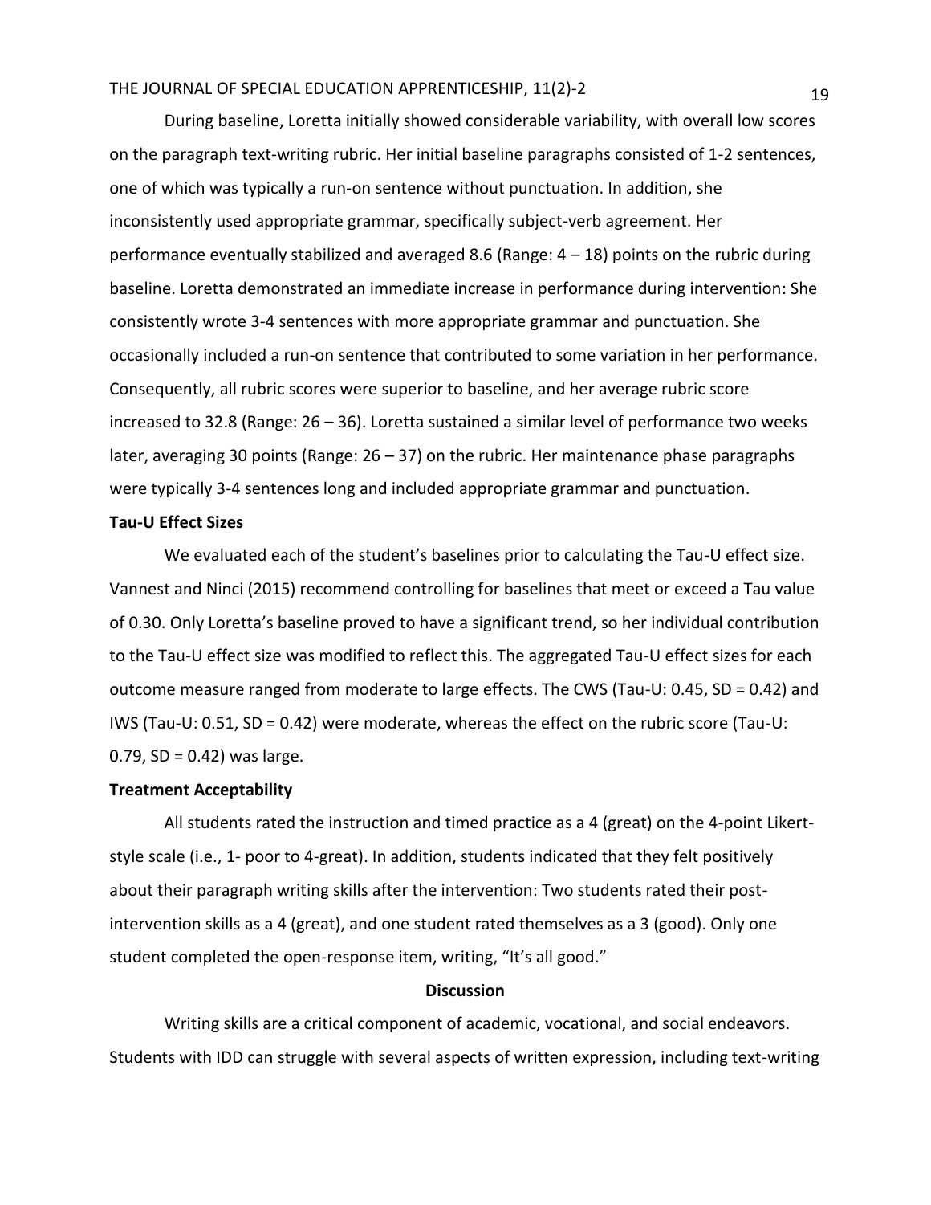During baseline, Loretta initially showed considerable variability, with overall low scores on the paragraph text-writing rubric. Her initial baseline paragraphs consisted of 1-2 sentences, one of which was typically a run-on sentence without punctuation. In addition, she inconsistently used appropriate grammar, specifically subject-verb agreement. Her performance eventually stabilized and averaged 8.6 (Range: 4 – 18) points on the rubric during baseline. Loretta demonstrated an immediate increase in performance during intervention: She consistently wrote 3-4 sentences with more appropriate grammar and punctuation. She occasionally included a run-on sentence that contributed to some variation in her performance. Consequently, all rubric scores were superior to baseline, and her average rubric score increased to 32.8 (Range: 26 – 36). Loretta sustained a similar level of performance two weeks later, averaging 30 points (Range: 26 – 37) on the rubric. Her maintenance phase paragraphs were typically 3-4 sentences long and included appropriate grammar and punctuation.

**Tau-U Effect Sizes**

We evaluated each of the student's baselines prior to calculating the Tau-U effect size. Vannest and Ninci (2015) recommend controlling for baselines that meet or exceed a Tau value of 0.30. Only Loretta's baseline proved to have a significant trend, so her individual contribution to the Tau-U effect size was modified to reflect this. The aggregated Tau-U effect sizes for each outcome measure ranged from moderate to large effects. The CWS (Tau-U: 0.45, SD = 0.42) and IWS (Tau-U: 0.51, SD = 0.42) were moderate, whereas the effect on the rubric score (Tau-U: 0.79, SD = 0.42) was large.

**Treatment Acceptability**

All students rated the instruction and timed practice as a 4 (great) on the 4-point Likert-style scale (i.e., 1- poor to 4-great). In addition, students indicated that they felt positively about their paragraph writing skills after the intervention: Two students rated their post-intervention skills as a 4 (great), and one student rated themselves as a 3 (good). Only one student completed the open-response item, writing, "It's all good."

## Discussion

Writing skills are a critical component of academic, vocational, and social endeavors. Students with IDD can struggle with several aspects of written expression, including text-writing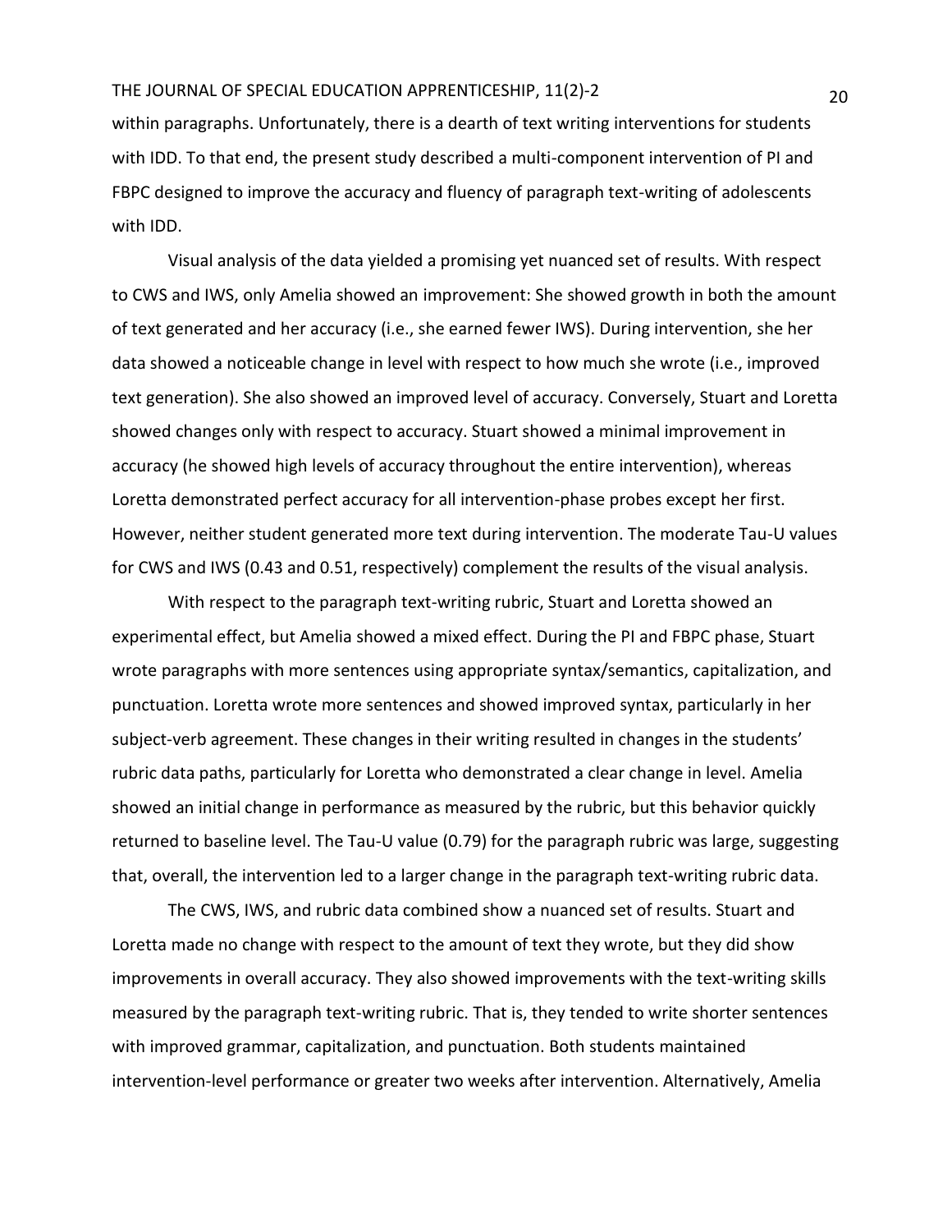within paragraphs. Unfortunately, there is a dearth of text writing interventions for students with IDD. To that end, the present study described a multi-component intervention of PI and FBPC designed to improve the accuracy and fluency of paragraph text-writing of adolescents with IDD.

Visual analysis of the data yielded a promising yet nuanced set of results. With respect to CWS and IWS, only Amelia showed an improvement: She showed growth in both the amount of text generated and her accuracy (i.e., she earned fewer IWS). During intervention, she her data showed a noticeable change in level with respect to how much she wrote (i.e., improved text generation). She also showed an improved level of accuracy. Conversely, Stuart and Loretta showed changes only with respect to accuracy. Stuart showed a minimal improvement in accuracy (he showed high levels of accuracy throughout the entire intervention), whereas Loretta demonstrated perfect accuracy for all intervention-phase probes except her first. However, neither student generated more text during intervention. The moderate Tau-U values for CWS and IWS (0.43 and 0.51, respectively) complement the results of the visual analysis.

With respect to the paragraph text-writing rubric, Stuart and Loretta showed an experimental effect, but Amelia showed a mixed effect. During the PI and FBPC phase, Stuart wrote paragraphs with more sentences using appropriate syntax/semantics, capitalization, and punctuation. Loretta wrote more sentences and showed improved syntax, particularly in her subject-verb agreement. These changes in their writing resulted in changes in the students' rubric data paths, particularly for Loretta who demonstrated a clear change in level. Amelia showed an initial change in performance as measured by the rubric, but this behavior quickly returned to baseline level. The Tau-U value (0.79) for the paragraph rubric was large, suggesting that, overall, the intervention led to a larger change in the paragraph text-writing rubric data.

The CWS, IWS, and rubric data combined show a nuanced set of results. Stuart and Loretta made no change with respect to the amount of text they wrote, but they did show improvements in overall accuracy. They also showed improvements with the text-writing skills measured by the paragraph text-writing rubric. That is, they tended to write shorter sentences with improved grammar, capitalization, and punctuation. Both students maintained intervention-level performance or greater two weeks after intervention. Alternatively, Amelia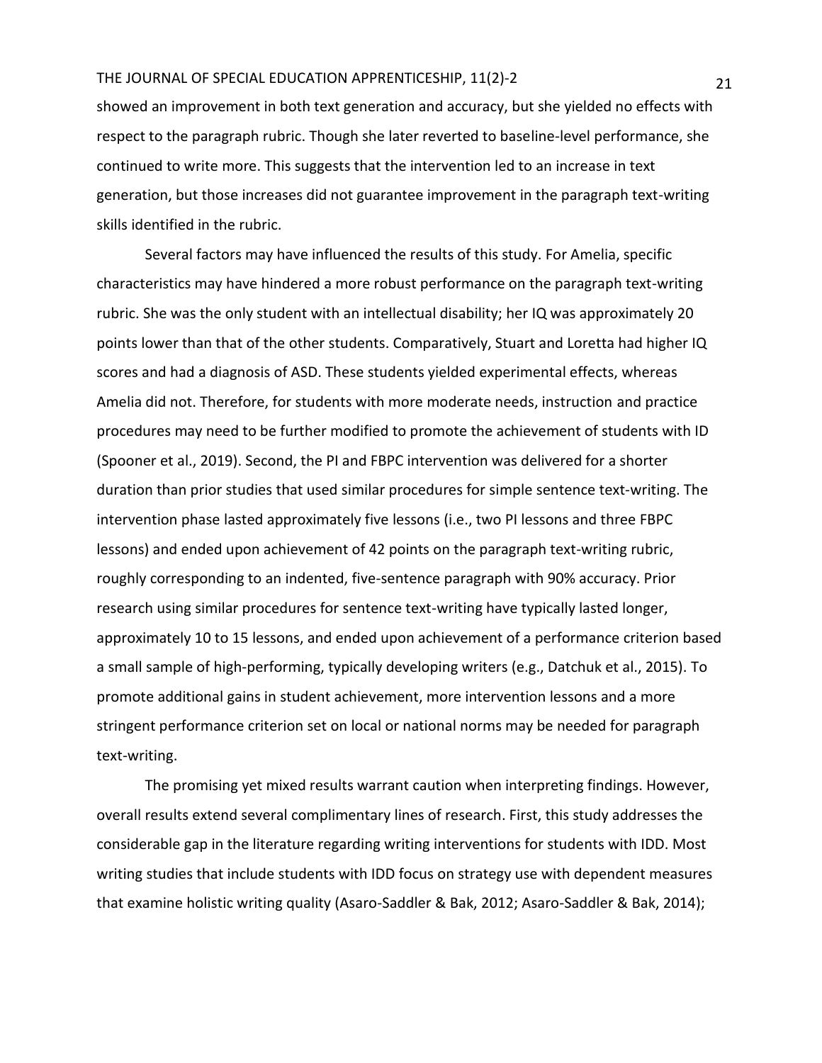showed an improvement in both text generation and accuracy, but she yielded no effects with respect to the paragraph rubric. Though she later reverted to baseline-level performance, she continued to write more. This suggests that the intervention led to an increase in text generation, but those increases did not guarantee improvement in the paragraph text-writing skills identified in the rubric.

Several factors may have influenced the results of this study. For Amelia, specific characteristics may have hindered a more robust performance on the paragraph text-writing rubric. She was the only student with an intellectual disability; her IQ was approximately 20 points lower than that of the other students. Comparatively, Stuart and Loretta had higher IQ scores and had a diagnosis of ASD. These students yielded experimental effects, whereas Amelia did not. Therefore, for students with more moderate needs, instruction and practice procedures may need to be further modified to promote the achievement of students with ID (Spooner et al., 2019). Second, the PI and FBPC intervention was delivered for a shorter duration than prior studies that used similar procedures for simple sentence text-writing. The intervention phase lasted approximately five lessons (i.e., two PI lessons and three FBPC lessons) and ended upon achievement of 42 points on the paragraph text-writing rubric, roughly corresponding to an indented, five-sentence paragraph with 90% accuracy. Prior research using similar procedures for sentence text-writing have typically lasted longer, approximately 10 to 15 lessons, and ended upon achievement of a performance criterion based a small sample of high-performing, typically developing writers (e.g., Datchuk et al., 2015). To promote additional gains in student achievement, more intervention lessons and a more stringent performance criterion set on local or national norms may be needed for paragraph text-writing.

The promising yet mixed results warrant caution when interpreting findings. However, overall results extend several complimentary lines of research. First, this study addresses the considerable gap in the literature regarding writing interventions for students with IDD. Most writing studies that include students with IDD focus on strategy use with dependent measures that examine holistic writing quality (Asaro-Saddler & Bak, 2012; Asaro-Saddler & Bak, 2014);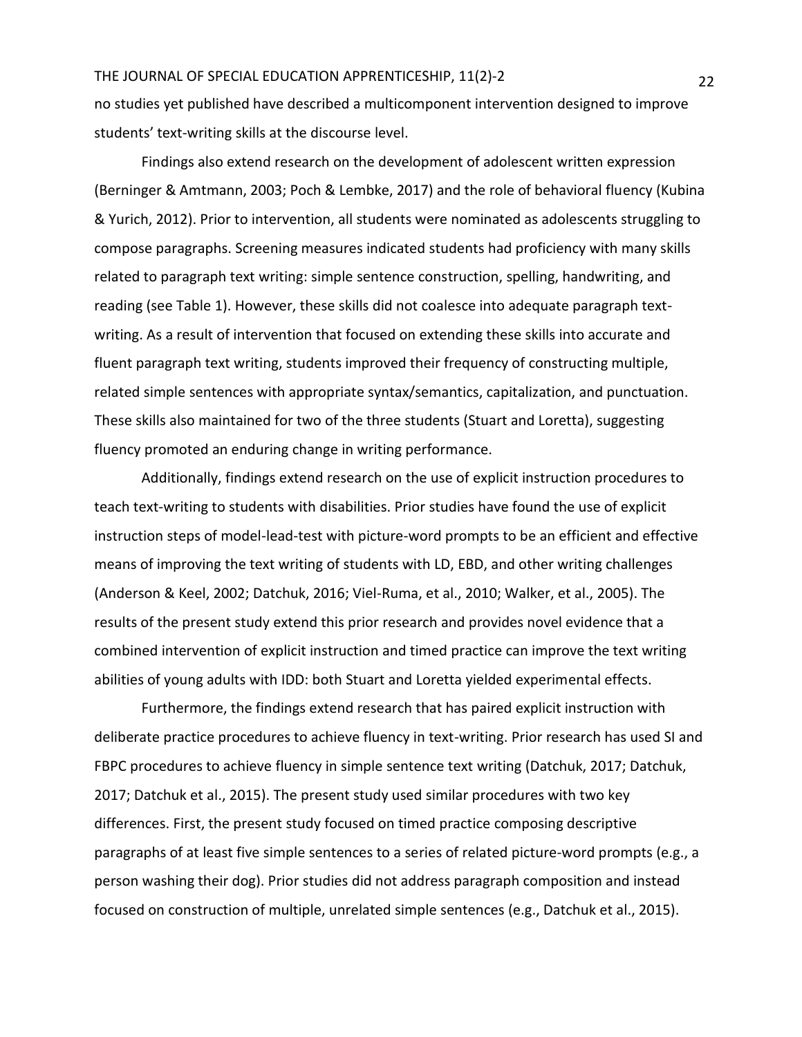no studies yet published have described a multicomponent intervention designed to improve students' text-writing skills at the discourse level.

Findings also extend research on the development of adolescent written expression (Berninger & Amtmann, 2003; Poch & Lembke, 2017) and the role of behavioral fluency (Kubina & Yurich, 2012). Prior to intervention, all students were nominated as adolescents struggling to compose paragraphs. Screening measures indicated students had proficiency with many skills related to paragraph text writing: simple sentence construction, spelling, handwriting, and reading (see Table 1). However, these skills did not coalesce into adequate paragraph text-writing. As a result of intervention that focused on extending these skills into accurate and fluent paragraph text writing, students improved their frequency of constructing multiple, related simple sentences with appropriate syntax/semantics, capitalization, and punctuation. These skills also maintained for two of the three students (Stuart and Loretta), suggesting fluency promoted an enduring change in writing performance.

Additionally, findings extend research on the use of explicit instruction procedures to teach text-writing to students with disabilities. Prior studies have found the use of explicit instruction steps of model-lead-test with picture-word prompts to be an efficient and effective means of improving the text writing of students with LD, EBD, and other writing challenges (Anderson & Keel, 2002; Datchuk, 2016; Viel-Ruma, et al., 2010; Walker, et al., 2005). The results of the present study extend this prior research and provides novel evidence that a combined intervention of explicit instruction and timed practice can improve the text writing abilities of young adults with IDD: both Stuart and Loretta yielded experimental effects.

Furthermore, the findings extend research that has paired explicit instruction with deliberate practice procedures to achieve fluency in text-writing. Prior research has used SI and FBPC procedures to achieve fluency in simple sentence text writing (Datchuk, 2017; Datchuk, 2017; Datchuk et al., 2015). The present study used similar procedures with two key differences. First, the present study focused on timed practice composing descriptive paragraphs of at least five simple sentences to a series of related picture-word prompts (e.g., a person washing their dog). Prior studies did not address paragraph composition and instead focused on construction of multiple, unrelated simple sentences (e.g., Datchuk et al., 2015).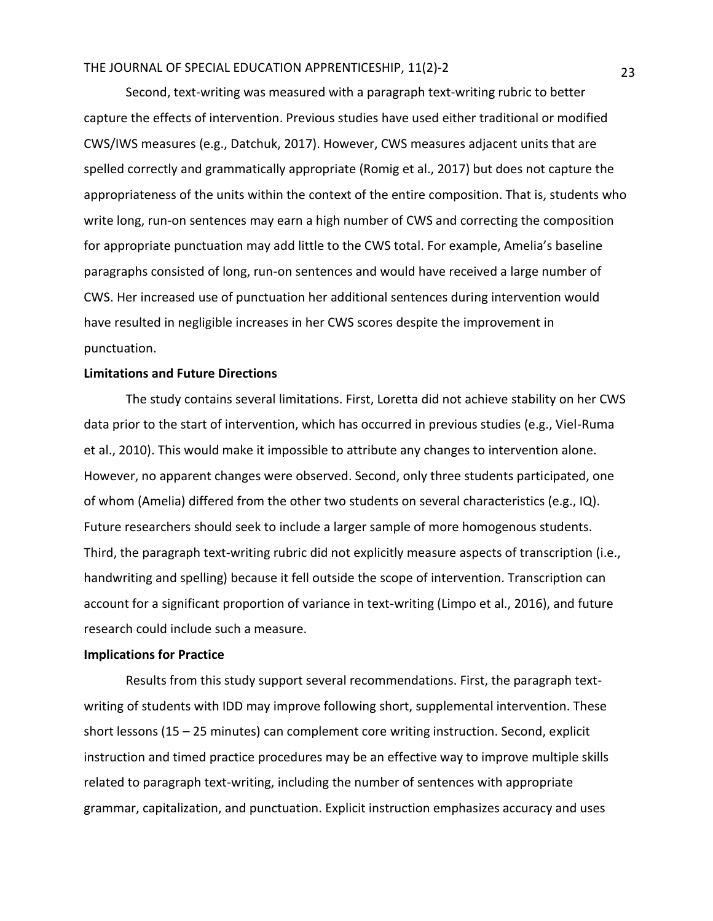Second, text-writing was measured with a paragraph text-writing rubric to better capture the effects of intervention. Previous studies have used either traditional or modified CWS/IWS measures (e.g., Datchuk, 2017). However, CWS measures adjacent units that are spelled correctly and grammatically appropriate (Romig et al., 2017) but does not capture the appropriateness of the units within the context of the entire composition. That is, students who write long, run-on sentences may earn a high number of CWS and correcting the composition for appropriate punctuation may add little to the CWS total. For example, Amelia's baseline paragraphs consisted of long, run-on sentences and would have received a large number of CWS. Her increased use of punctuation her additional sentences during intervention would have resulted in negligible increases in her CWS scores despite the improvement in punctuation.

**Limitations and Future Directions**

The study contains several limitations. First, Loretta did not achieve stability on her CWS data prior to the start of intervention, which has occurred in previous studies (e.g., Viel-Ruma et al., 2010). This would make it impossible to attribute any changes to intervention alone. However, no apparent changes were observed. Second, only three students participated, one of whom (Amelia) differed from the other two students on several characteristics (e.g., IQ). Future researchers should seek to include a larger sample of more homogenous students. Third, the paragraph text-writing rubric did not explicitly measure aspects of transcription (i.e., handwriting and spelling) because it fell outside the scope of intervention. Transcription can account for a significant proportion of variance in text-writing (Limpo et al., 2016), and future research could include such a measure.

**Implications for Practice**

Results from this study support several recommendations. First, the paragraph text-writing of students with IDD may improve following short, supplemental intervention. These short lessons (15 – 25 minutes) can complement core writing instruction. Second, explicit instruction and timed practice procedures may be an effective way to improve multiple skills related to paragraph text-writing, including the number of sentences with appropriate grammar, capitalization, and punctuation. Explicit instruction emphasizes accuracy and uses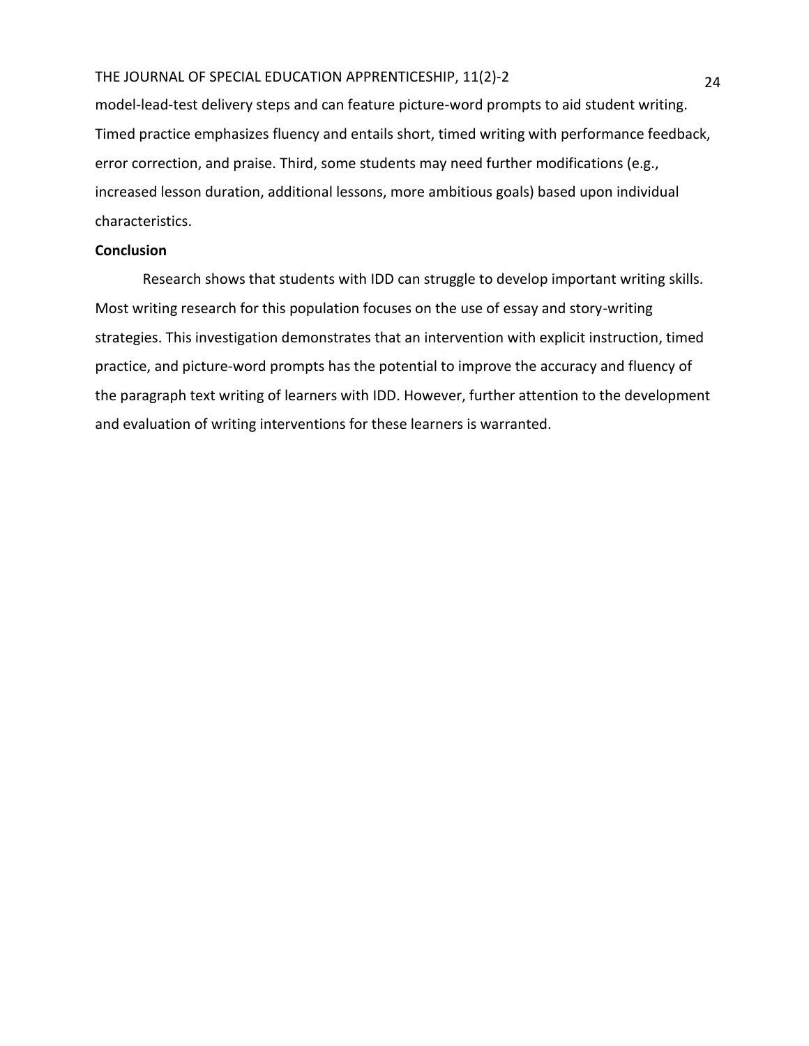model-lead-test delivery steps and can feature picture-word prompts to aid student writing. Timed practice emphasizes fluency and entails short, timed writing with performance feedback, error correction, and praise. Third, some students may need further modifications (e.g., increased lesson duration, additional lessons, more ambitious goals) based upon individual characteristics.

## Conclusion

Research shows that students with IDD can struggle to develop important writing skills. Most writing research for this population focuses on the use of essay and story-writing strategies. This investigation demonstrates that an intervention with explicit instruction, timed practice, and picture-word prompts has the potential to improve the accuracy and fluency of the paragraph text writing of learners with IDD. However, further attention to the development and evaluation of writing interventions for these learners is warranted.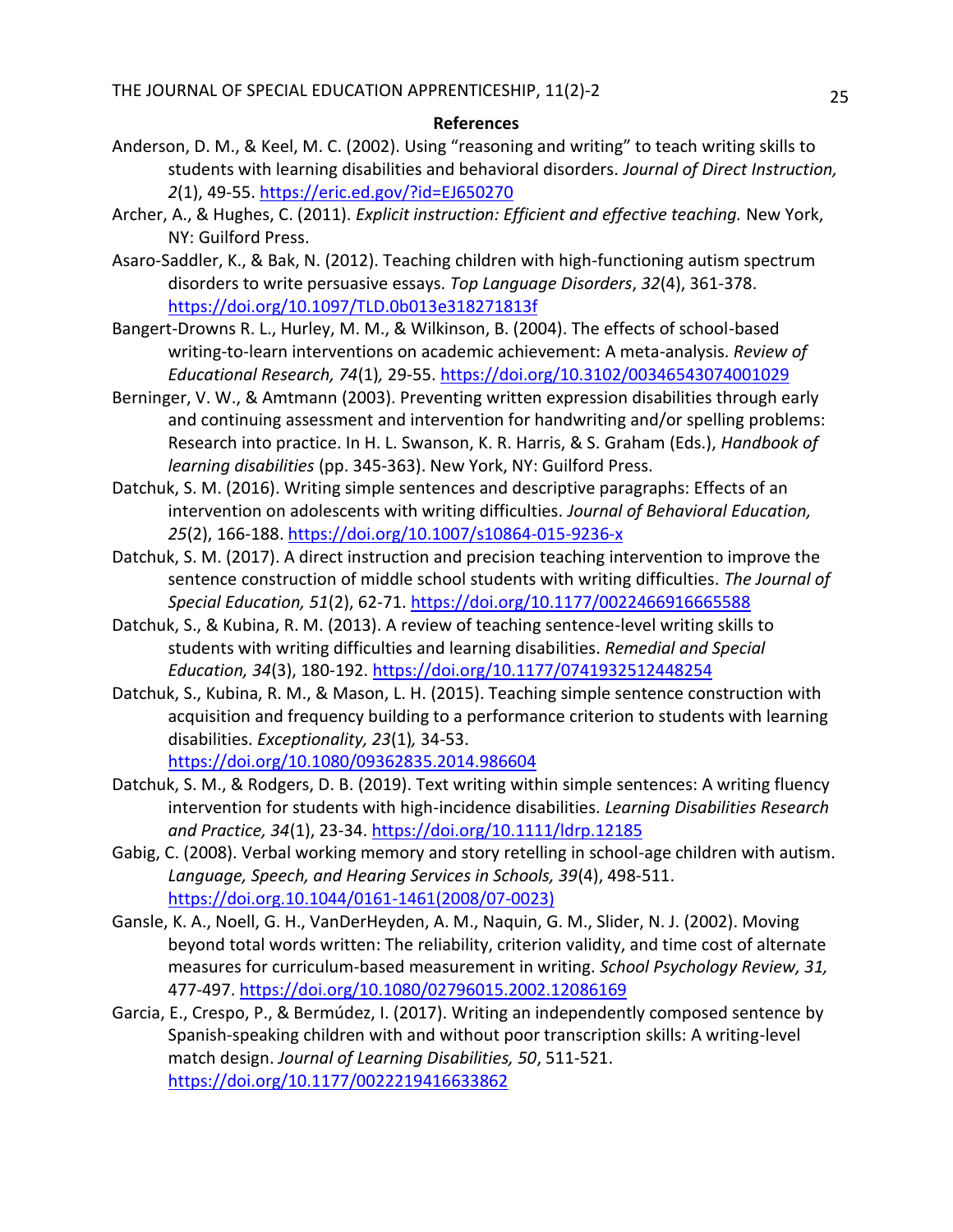**References**

Anderson, D. M., & Keel, M. C. (2002). Using "reasoning and writing" to teach writing skills to students with learning disabilities and behavioral disorders. *Journal of Direct Instruction, 2*(1), 49-55. https://eric.ed.gov/?id=EJ650270

Archer, A., & Hughes, C. (2011). *Explicit instruction: Efficient and effective teaching.* New York, NY: Guilford Press.

Asaro-Saddler, K., & Bak, N. (2012). Teaching children with high-functioning autism spectrum disorders to write persuasive essays. *Top Language Disorders*, *32*(4), 361-378. https://doi.org/10.1097/TLD.0b013e318271813f

Bangert-Drowns R. L., Hurley, M. M., & Wilkinson, B. (2004). The effects of school-based writing-to-learn interventions on academic achievement: A meta-analysis. *Review of Educational Research, 74*(1)*,* 29-55. https://doi.org/10.3102/00346543074001029

Berninger, V. W., & Amtmann (2003). Preventing written expression disabilities through early and continuing assessment and intervention for handwriting and/or spelling problems: Research into practice. In H. L. Swanson, K. R. Harris, & S. Graham (Eds.), *Handbook of learning disabilities* (pp. 345-363). New York, NY: Guilford Press.

Datchuk, S. M. (2016). Writing simple sentences and descriptive paragraphs: Effects of an intervention on adolescents with writing difficulties. *Journal of Behavioral Education, 25*(2), 166-188. https://doi.org/10.1007/s10864-015-9236-x

Datchuk, S. M. (2017). A direct instruction and precision teaching intervention to improve the sentence construction of middle school students with writing difficulties. *The Journal of Special Education, 51*(2), 62-71. https://doi.org/10.1177/0022466916665588

Datchuk, S., & Kubina, R. M. (2013). A review of teaching sentence-level writing skills to students with writing difficulties and learning disabilities. *Remedial and Special Education, 34*(3), 180-192. https://doi.org/10.1177/0741932512448254

Datchuk, S., Kubina, R. M., & Mason, L. H. (2015). Teaching simple sentence construction with acquisition and frequency building to a performance criterion to students with learning disabilities. *Exceptionality, 23*(1)*,* 34-53. https://doi.org/10.1080/09362835.2014.986604

Datchuk, S. M., & Rodgers, D. B. (2019). Text writing within simple sentences: A writing fluency intervention for students with high-incidence disabilities. *Learning Disabilities Research and Practice, 34*(1), 23-34. https://doi.org/10.1111/ldrp.12185

Gabig, C. (2008). Verbal working memory and story retelling in school-age children with autism. *Language, Speech, and Hearing Services in Schools, 39*(4), 498-511. https://doi.org.10.1044/0161-1461(2008/07-0023)

Gansle, K. A., Noell, G. H., VanDerHeyden, A. M., Naquin, G. M., Slider, N. J. (2002). Moving beyond total words written: The reliability, criterion validity, and time cost of alternate measures for curriculum-based measurement in writing. *School Psychology Review, 31,* 477-497. https://doi.org/10.1080/02796015.2002.12086169

Garcia, E., Crespo, P., & Bermúdez, I. (2017). Writing an independently composed sentence by Spanish-speaking children with and without poor transcription skills: A writing-level match design. *Journal of Learning Disabilities, 50*, 511-521. https://doi.org/10.1177/0022219416633862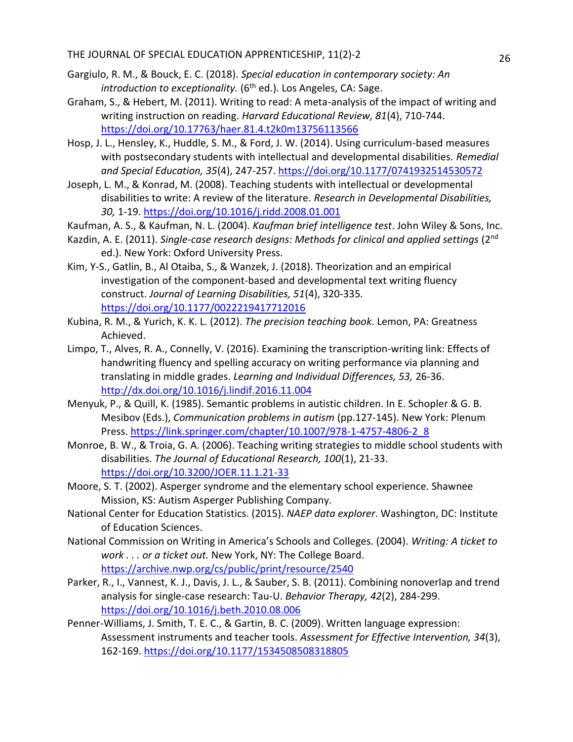Gargiulo, R. M., & Bouck, E. C. (2018). *Special education in contemporary society: An introduction to exceptionality.* (6th ed.). Los Angeles, CA: Sage.

Graham, S., & Hebert, M. (2011). Writing to read: A meta-analysis of the impact of writing and writing instruction on reading. *Harvard Educational Review, 81*(4), 710-744. https://doi.org/10.17763/haer.81.4.t2k0m13756113566

Hosp, J. L., Hensley, K., Huddle, S. M., & Ford, J. W. (2014). Using curriculum-based measures with postsecondary students with intellectual and developmental disabilities. *Remedial and Special Education, 35*(4), 247-257. https://doi.org/10.1177/0741932514530572

Joseph, L. M., & Konrad, M. (2008). Teaching students with intellectual or developmental disabilities to write: A review of the literature. *Research in Developmental Disabilities, 30,* 1-19. https://doi.org/10.1016/j.ridd.2008.01.001

Kaufman, A. S., & Kaufman, N. L. (2004). *Kaufman brief intelligence test*. John Wiley & Sons, Inc.

Kazdin, A. E. (2011). *Single-case research designs: Methods for clinical and applied settings* (2nd ed.). New York: Oxford University Press.

Kim, Y-S., Gatlin, B., Al Otaiba, S., & Wanzek, J. (2018). Theorization and an empirical investigation of the component-based and developmental text writing fluency construct. *Journal of Learning Disabilities, 51*(4), 320-335. https://doi.org/10.1177/0022219417712016

Kubina, R. M., & Yurich, K. K. L. (2012). *The precision teaching book*. Lemon, PA: Greatness Achieved.

Limpo, T., Alves, R. A., Connelly, V. (2016). Examining the transcription-writing link: Effects of handwriting fluency and spelling accuracy on writing performance via planning and translating in middle grades. *Learning and Individual Differences, 53,* 26-36. http://dx.doi.org/10.1016/j.lindif.2016.11.004

Menyuk, P., & Quill, K. (1985). Semantic problems in autistic children. In E. Schopler & G. B. Mesibov (Eds.), *Communication problems in autism* (pp.127-145). New York: Plenum Press. https://link.springer.com/chapter/10.1007/978-1-4757-4806-2_8

Monroe, B. W., & Troia, G. A. (2006). Teaching writing strategies to middle school students with disabilities. *The Journal of Educational Research, 100*(1), 21-33. https://doi.org/10.3200/JOER.11.1.21-33

Moore, S. T. (2002). Asperger syndrome and the elementary school experience. Shawnee Mission, KS: Autism Asperger Publishing Company.

National Center for Education Statistics. (2015). *NAEP data explorer*. Washington, DC: Institute of Education Sciences.

National Commission on Writing in America's Schools and Colleges. (2004). *Writing: A ticket to work . . . or a ticket out.* New York, NY: The College Board. https://archive.nwp.org/cs/public/print/resource/2540

Parker, R., I., Vannest, K. J., Davis, J. L., & Sauber, S. B. (2011). Combining nonoverlap and trend analysis for single-case research: Tau-U. *Behavior Therapy, 42*(2), 284-299. https://doi.org/10.1016/j.beth.2010.08.006

Penner-Williams, J. Smith, T. E. C., & Gartin, B. C. (2009). Written language expression: Assessment instruments and teacher tools. *Assessment for Effective Intervention, 34*(3), 162-169. https://doi.org/10.1177/1534508508318805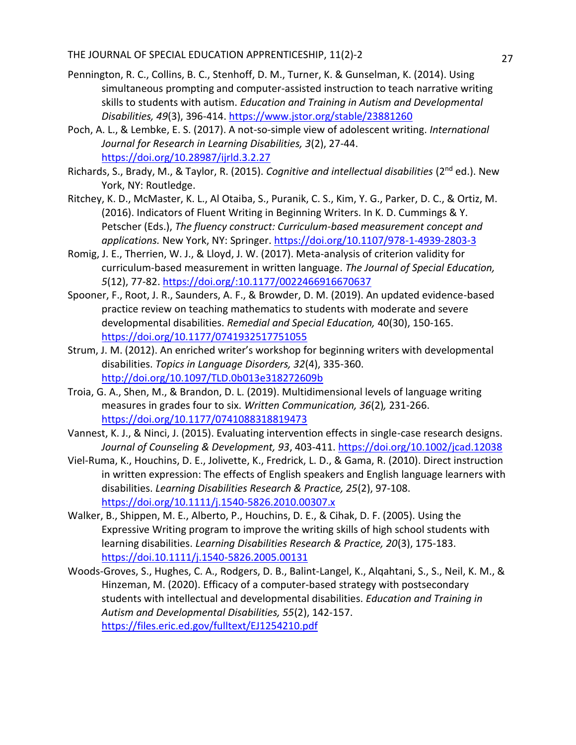Pennington, R. C., Collins, B. C., Stenhoff, D. M., Turner, K. & Gunselman, K. (2014). Using simultaneous prompting and computer-assisted instruction to teach narrative writing skills to students with autism. *Education and Training in Autism and Developmental Disabilities, 49*(3), 396-414. https://www.jstor.org/stable/23881260

Poch, A. L., & Lembke, E. S. (2017). A not-so-simple view of adolescent writing. *International Journal for Research in Learning Disabilities, 3*(2), 27-44. https://doi.org/10.28987/ijrld.3.2.27

Richards, S., Brady, M., & Taylor, R. (2015). *Cognitive and intellectual disabilities* (2nd ed.). New York, NY: Routledge.

Ritchey, K. D., McMaster, K. L., Al Otaiba, S., Puranik, C. S., Kim, Y. G., Parker, D. C., & Ortiz, M. (2016). Indicators of Fluent Writing in Beginning Writers. In K. D. Cummings & Y. Petscher (Eds.), *The fluency construct: Curriculum-based measurement concept and applications.* New York, NY: Springer. https://doi.org/10.1107/978-1-4939-2803-3

Romig, J. E., Therrien, W. J., & Lloyd, J. W. (2017). Meta-analysis of criterion validity for curriculum-based measurement in written language. *The Journal of Special Education, 5*(12), 77-82. https://doi.org/:10.1177/0022466916670637

Spooner, F., Root, J. R., Saunders, A. F., & Browder, D. M. (2019). An updated evidence-based practice review on teaching mathematics to students with moderate and severe developmental disabilities. *Remedial and Special Education,* 40(30), 150-165. https://doi.org/10.1177/0741932517751055

Strum, J. M. (2012). An enriched writer's workshop for beginning writers with developmental disabilities. *Topics in Language Disorders, 32*(4), 335-360. http://doi.org/10.1097/TLD.0b013e318272609b

Troia, G. A., Shen, M., & Brandon, D. L. (2019). Multidimensional levels of language writing measures in grades four to six. *Written Communication, 36*(2)*,* 231-266. https://doi.org/10.1177/0741088318819473

Vannest, K. J., & Ninci, J. (2015). Evaluating intervention effects in single-case research designs. *Journal of Counseling & Development, 93*, 403-411. https://doi.org/10.1002/jcad.12038

Viel-Ruma, K., Houchins, D. E., Jolivette, K., Fredrick, L. D., & Gama, R. (2010). Direct instruction in written expression: The effects of English speakers and English language learners with disabilities. *Learning Disabilities Research & Practice, 25*(2), 97-108. https://doi.org/10.1111/j.1540-5826.2010.00307.x

Walker, B., Shippen, M. E., Alberto, P., Houchins, D. E., & Cihak, D. F. (2005). Using the Expressive Writing program to improve the writing skills of high school students with learning disabilities. *Learning Disabilities Research & Practice, 20*(3), 175-183. https://doi.10.1111/j.1540-5826.2005.00131

Woods-Groves, S., Hughes, C. A., Rodgers, D. B., Balint-Langel, K., Alqahtani, S., S., Neil, K. M., & Hinzeman, M. (2020). Efficacy of a computer-based strategy with postsecondary students with intellectual and developmental disabilities. *Education and Training in Autism and Developmental Disabilities, 55*(2), 142-157. https://files.eric.ed.gov/fulltext/EJ1254210.pdf